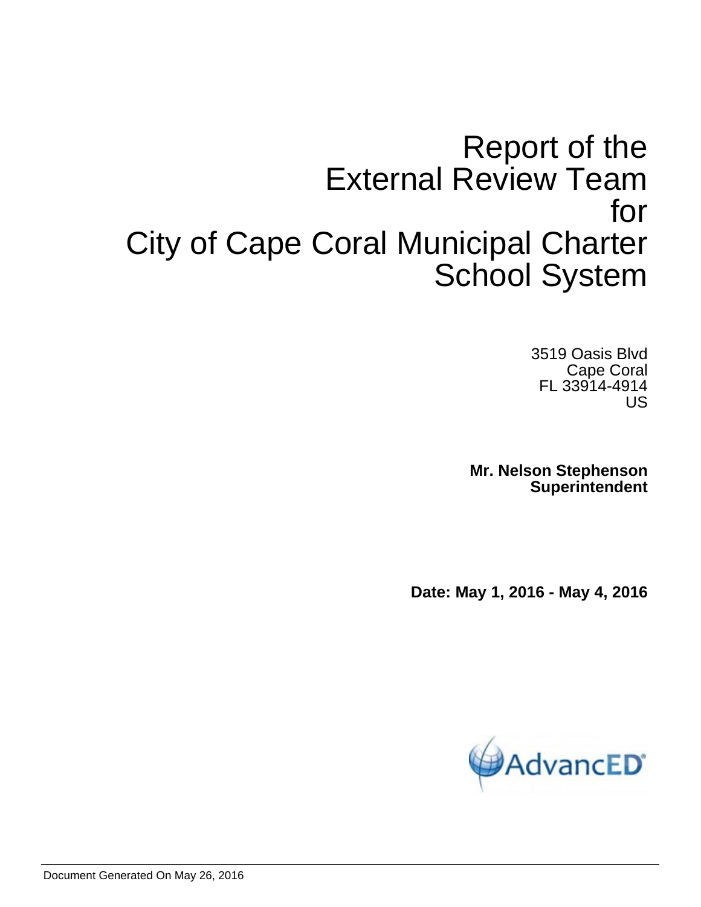# Report of the External Review Team for City of Cape Coral Municipal Charter School System

3519 Oasis Blvd
Cape Coral
FL 33914-4914
US

**Mr. Nelson Stephenson**
**Superintendent**

**Date: May 1, 2016 - May 4, 2016**

AdvancED

Document Generated On May 26, 2016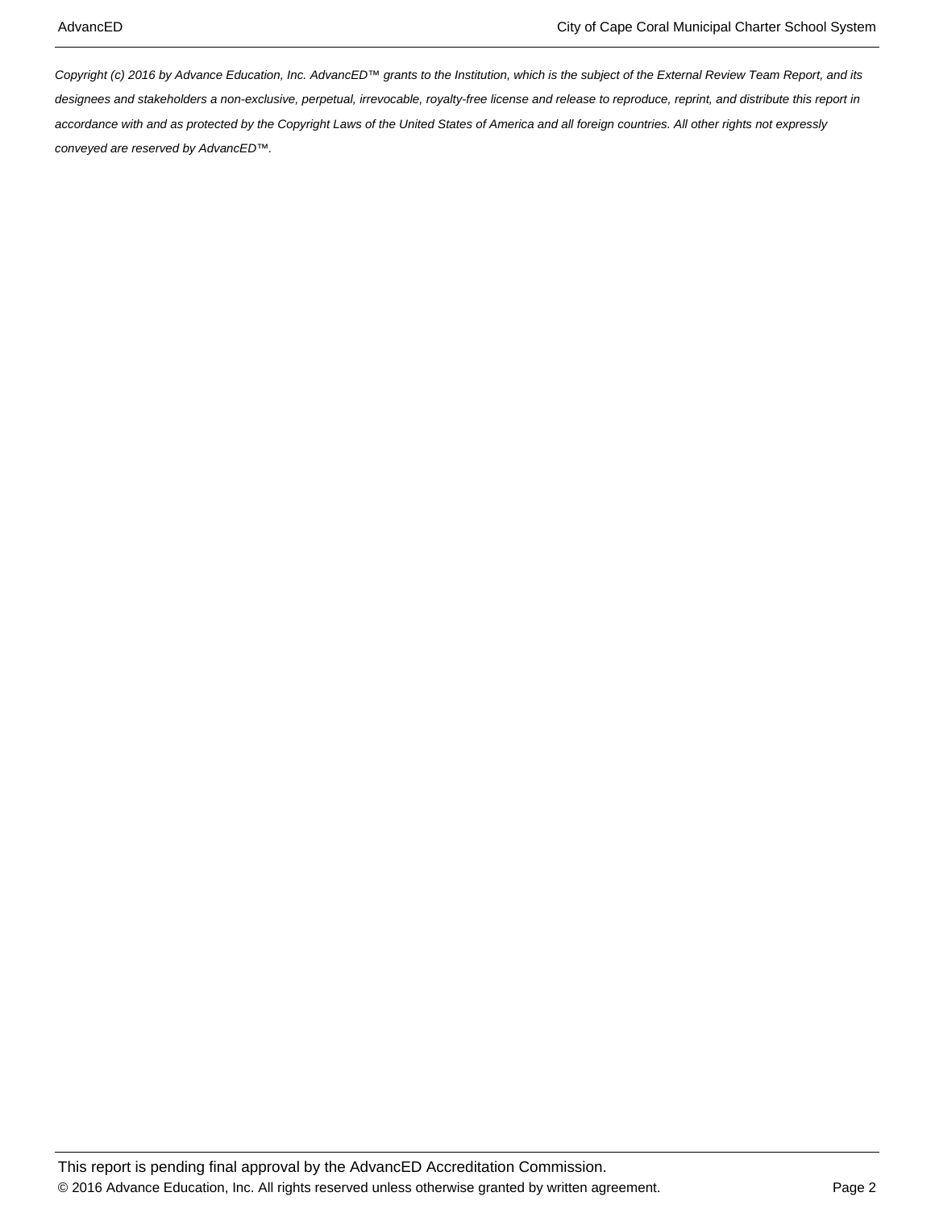*Copyright (c) 2016 by Advance Education, Inc. AdvancED™ grants to the Institution, which is the subject of the External Review Team Report, and its designees and stakeholders a non-exclusive, perpetual, irrevocable, royalty-free license and release to reproduce, reprint, and distribute this report in accordance with and as protected by the Copyright Laws of the United States of America and all foreign countries. All other rights not expressly conveyed are reserved by AdvancED™.*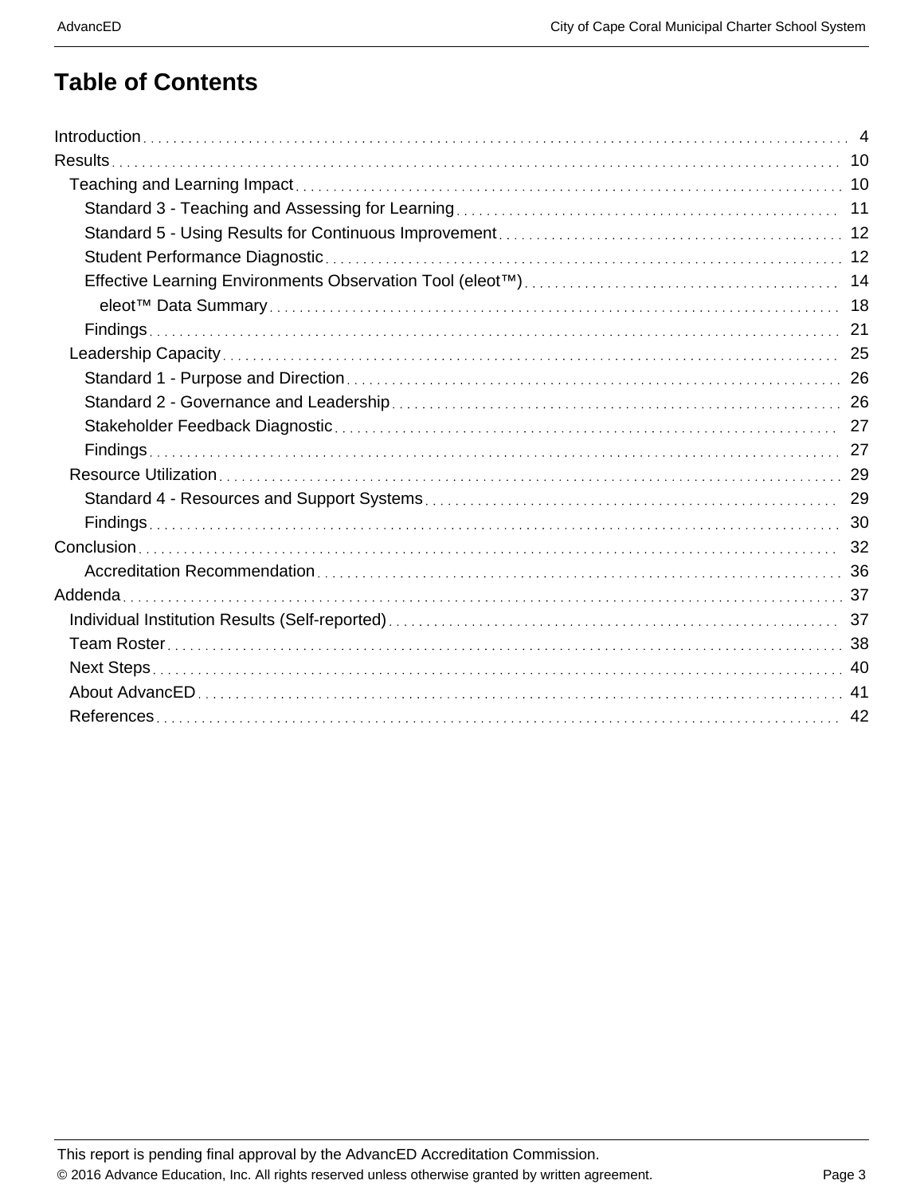# Table of Contents

- Introduction ... 4
- Results ... 10
  - Teaching and Learning Impact ... 10
    - Standard 3 - Teaching and Assessing for Learning ... 11
    - Standard 5 - Using Results for Continuous Improvement ... 12
    - Student Performance Diagnostic ... 12
    - Effective Learning Environments Observation Tool (eleot™) ... 14
      - eleot™ Data Summary ... 18
    - Findings ... 21
  - Leadership Capacity ... 25
    - Standard 1 - Purpose and Direction ... 26
    - Standard 2 - Governance and Leadership ... 26
    - Stakeholder Feedback Diagnostic ... 27
    - Findings ... 27
  - Resource Utilization ... 29
    - Standard 4 - Resources and Support Systems ... 29
    - Findings ... 30
- Conclusion ... 32
    - Accreditation Recommendation ... 36
- Addenda ... 37
  - Individual Institution Results (Self-reported) ... 37
  - Team Roster ... 38
  - Next Steps ... 40
  - About AdvancED ... 41
  - References ... 42

This report is pending final approval by the AdvancED Accreditation Commission.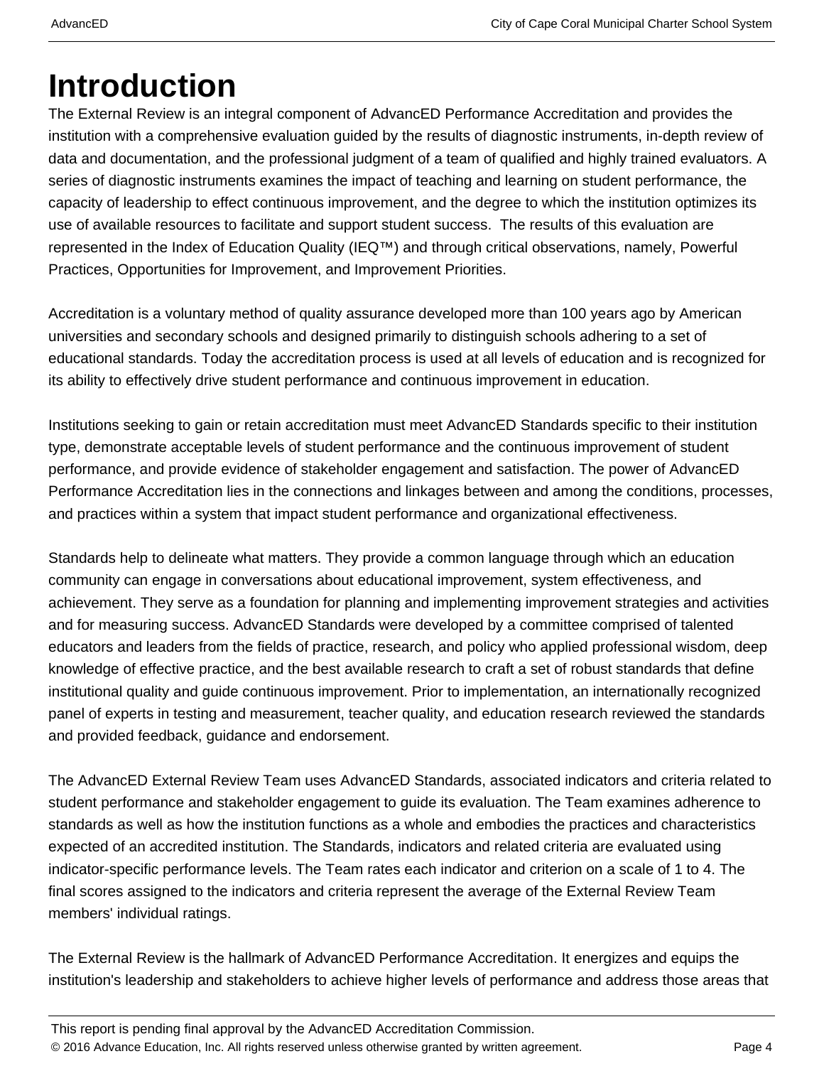# Introduction

The External Review is an integral component of AdvancED Performance Accreditation and provides the institution with a comprehensive evaluation guided by the results of diagnostic instruments, in-depth review of data and documentation, and the professional judgment of a team of qualified and highly trained evaluators. A series of diagnostic instruments examines the impact of teaching and learning on student performance, the capacity of leadership to effect continuous improvement, and the degree to which the institution optimizes its use of available resources to facilitate and support student success. The results of this evaluation are represented in the Index of Education Quality (IEQ™) and through critical observations, namely, Powerful Practices, Opportunities for Improvement, and Improvement Priorities.

Accreditation is a voluntary method of quality assurance developed more than 100 years ago by American universities and secondary schools and designed primarily to distinguish schools adhering to a set of educational standards. Today the accreditation process is used at all levels of education and is recognized for its ability to effectively drive student performance and continuous improvement in education.

Institutions seeking to gain or retain accreditation must meet AdvancED Standards specific to their institution type, demonstrate acceptable levels of student performance and the continuous improvement of student performance, and provide evidence of stakeholder engagement and satisfaction. The power of AdvancED Performance Accreditation lies in the connections and linkages between and among the conditions, processes, and practices within a system that impact student performance and organizational effectiveness.

Standards help to delineate what matters. They provide a common language through which an education community can engage in conversations about educational improvement, system effectiveness, and achievement. They serve as a foundation for planning and implementing improvement strategies and activities and for measuring success. AdvancED Standards were developed by a committee comprised of talented educators and leaders from the fields of practice, research, and policy who applied professional wisdom, deep knowledge of effective practice, and the best available research to craft a set of robust standards that define institutional quality and guide continuous improvement. Prior to implementation, an internationally recognized panel of experts in testing and measurement, teacher quality, and education research reviewed the standards and provided feedback, guidance and endorsement.

The AdvancED External Review Team uses AdvancED Standards, associated indicators and criteria related to student performance and stakeholder engagement to guide its evaluation. The Team examines adherence to standards as well as how the institution functions as a whole and embodies the practices and characteristics expected of an accredited institution. The Standards, indicators and related criteria are evaluated using indicator-specific performance levels. The Team rates each indicator and criterion on a scale of 1 to 4. The final scores assigned to the indicators and criteria represent the average of the External Review Team members' individual ratings.

The External Review is the hallmark of AdvancED Performance Accreditation. It energizes and equips the institution's leadership and stakeholders to achieve higher levels of performance and address those areas that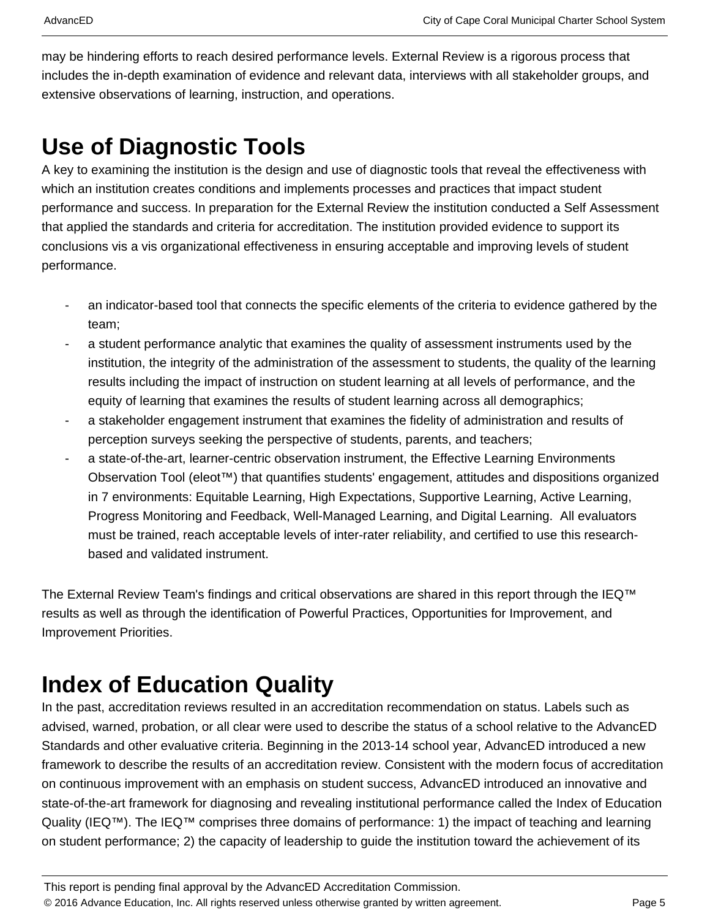may be hindering efforts to reach desired performance levels. External Review is a rigorous process that includes the in-depth examination of evidence and relevant data, interviews with all stakeholder groups, and extensive observations of learning, instruction, and operations.

## Use of Diagnostic Tools

A key to examining the institution is the design and use of diagnostic tools that reveal the effectiveness with which an institution creates conditions and implements processes and practices that impact student performance and success. In preparation for the External Review the institution conducted a Self Assessment that applied the standards and criteria for accreditation. The institution provided evidence to support its conclusions vis a vis organizational effectiveness in ensuring acceptable and improving levels of student performance.

- an indicator-based tool that connects the specific elements of the criteria to evidence gathered by the team;
- a student performance analytic that examines the quality of assessment instruments used by the institution, the integrity of the administration of the assessment to students, the quality of the learning results including the impact of instruction on student learning at all levels of performance, and the equity of learning that examines the results of student learning across all demographics;
- a stakeholder engagement instrument that examines the fidelity of administration and results of perception surveys seeking the perspective of students, parents, and teachers;
- a state-of-the-art, learner-centric observation instrument, the Effective Learning Environments Observation Tool (eleot™) that quantifies students' engagement, attitudes and dispositions organized in 7 environments: Equitable Learning, High Expectations, Supportive Learning, Active Learning, Progress Monitoring and Feedback, Well-Managed Learning, and Digital Learning. All evaluators must be trained, reach acceptable levels of inter-rater reliability, and certified to use this research-based and validated instrument.

The External Review Team's findings and critical observations are shared in this report through the IEQ™ results as well as through the identification of Powerful Practices, Opportunities for Improvement, and Improvement Priorities.

## Index of Education Quality

In the past, accreditation reviews resulted in an accreditation recommendation on status. Labels such as advised, warned, probation, or all clear were used to describe the status of a school relative to the AdvancED Standards and other evaluative criteria. Beginning in the 2013-14 school year, AdvancED introduced a new framework to describe the results of an accreditation review. Consistent with the modern focus of accreditation on continuous improvement with an emphasis on student success, AdvancED introduced an innovative and state-of-the-art framework for diagnosing and revealing institutional performance called the Index of Education Quality (IEQ™). The IEQ™ comprises three domains of performance: 1) the impact of teaching and learning on student performance; 2) the capacity of leadership to guide the institution toward the achievement of its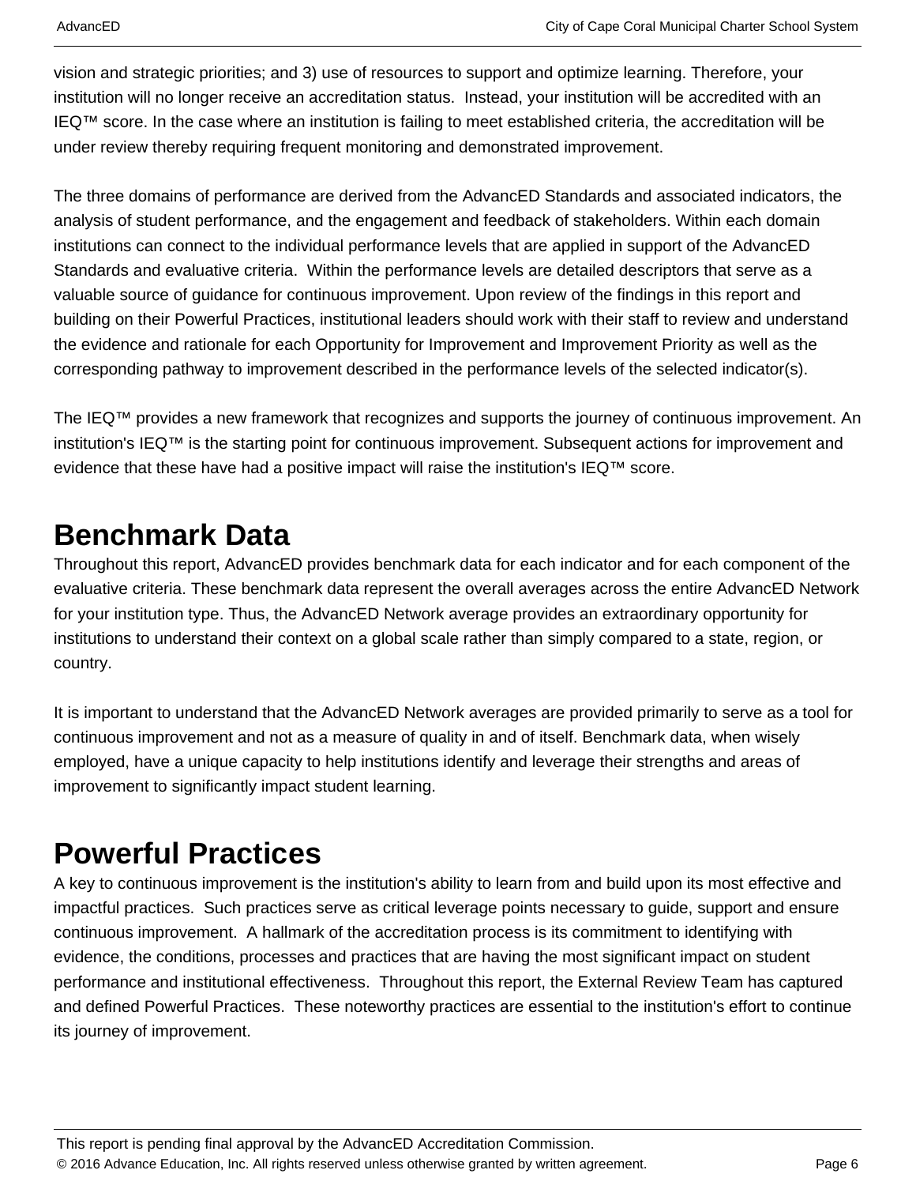vision and strategic priorities; and 3) use of resources to support and optimize learning. Therefore, your institution will no longer receive an accreditation status.  Instead, your institution will be accredited with an IEQ™ score. In the case where an institution is failing to meet established criteria, the accreditation will be under review thereby requiring frequent monitoring and demonstrated improvement.

The three domains of performance are derived from the AdvancED Standards and associated indicators, the analysis of student performance, and the engagement and feedback of stakeholders. Within each domain institutions can connect to the individual performance levels that are applied in support of the AdvancED Standards and evaluative criteria.  Within the performance levels are detailed descriptors that serve as a valuable source of guidance for continuous improvement. Upon review of the findings in this report and building on their Powerful Practices, institutional leaders should work with their staff to review and understand the evidence and rationale for each Opportunity for Improvement and Improvement Priority as well as the corresponding pathway to improvement described in the performance levels of the selected indicator(s).

The IEQ™ provides a new framework that recognizes and supports the journey of continuous improvement. An institution's IEQ™ is the starting point for continuous improvement. Subsequent actions for improvement and evidence that these have had a positive impact will raise the institution's IEQ™ score.

## Benchmark Data

Throughout this report, AdvancED provides benchmark data for each indicator and for each component of the evaluative criteria. These benchmark data represent the overall averages across the entire AdvancED Network for your institution type. Thus, the AdvancED Network average provides an extraordinary opportunity for institutions to understand their context on a global scale rather than simply compared to a state, region, or country.

It is important to understand that the AdvancED Network averages are provided primarily to serve as a tool for continuous improvement and not as a measure of quality in and of itself. Benchmark data, when wisely employed, have a unique capacity to help institutions identify and leverage their strengths and areas of improvement to significantly impact student learning.

## Powerful Practices

A key to continuous improvement is the institution's ability to learn from and build upon its most effective and impactful practices.  Such practices serve as critical leverage points necessary to guide, support and ensure continuous improvement.  A hallmark of the accreditation process is its commitment to identifying with evidence, the conditions, processes and practices that are having the most significant impact on student performance and institutional effectiveness.  Throughout this report, the External Review Team has captured and defined Powerful Practices.  These noteworthy practices are essential to the institution's effort to continue its journey of improvement.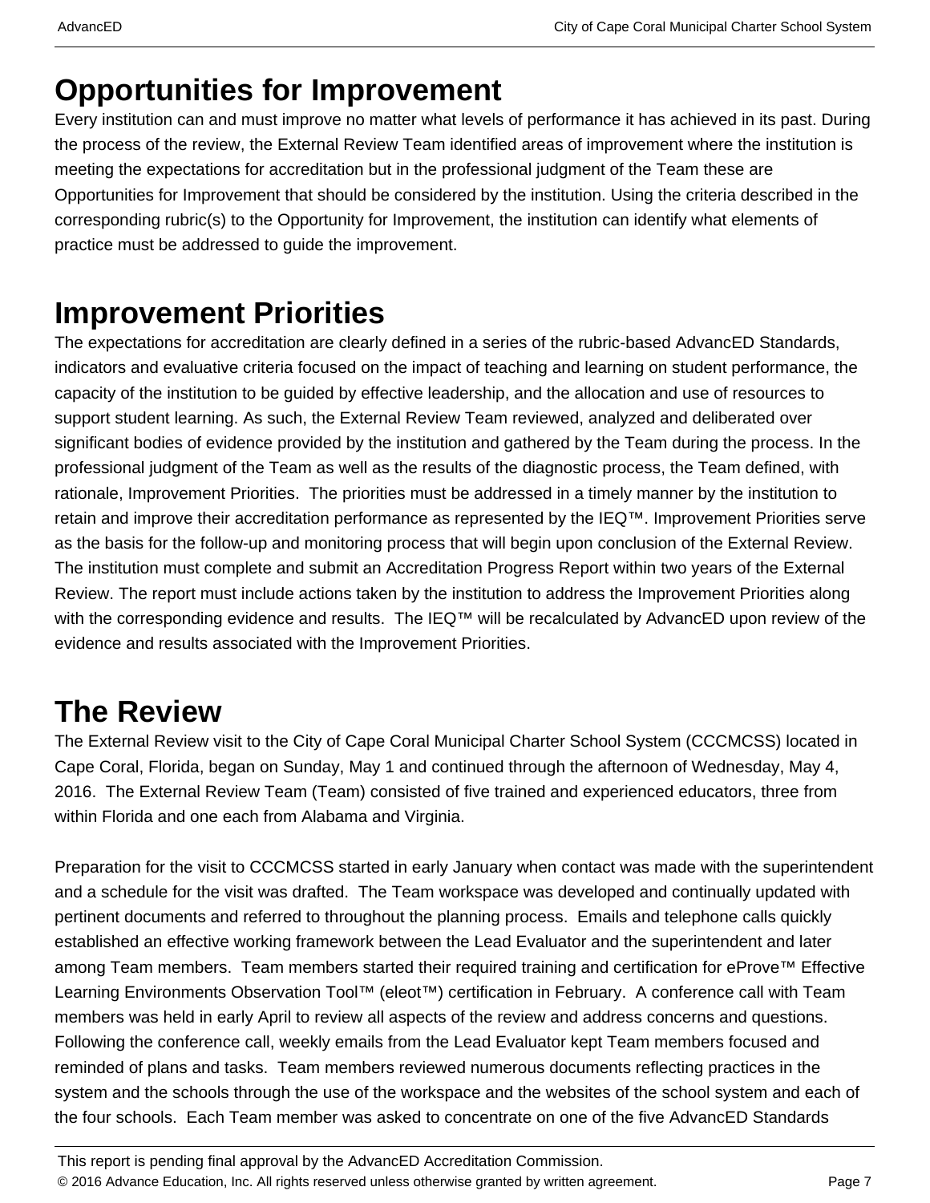## Opportunities for Improvement

Every institution can and must improve no matter what levels of performance it has achieved in its past. During the process of the review, the External Review Team identified areas of improvement where the institution is meeting the expectations for accreditation but in the professional judgment of the Team these are Opportunities for Improvement that should be considered by the institution. Using the criteria described in the corresponding rubric(s) to the Opportunity for Improvement, the institution can identify what elements of practice must be addressed to guide the improvement.

## Improvement Priorities

The expectations for accreditation are clearly defined in a series of the rubric-based AdvancED Standards, indicators and evaluative criteria focused on the impact of teaching and learning on student performance, the capacity of the institution to be guided by effective leadership, and the allocation and use of resources to support student learning. As such, the External Review Team reviewed, analyzed and deliberated over significant bodies of evidence provided by the institution and gathered by the Team during the process. In the professional judgment of the Team as well as the results of the diagnostic process, the Team defined, with rationale, Improvement Priorities. The priorities must be addressed in a timely manner by the institution to retain and improve their accreditation performance as represented by the IEQ™. Improvement Priorities serve as the basis for the follow-up and monitoring process that will begin upon conclusion of the External Review. The institution must complete and submit an Accreditation Progress Report within two years of the External Review. The report must include actions taken by the institution to address the Improvement Priorities along with the corresponding evidence and results. The IEQ™ will be recalculated by AdvancED upon review of the evidence and results associated with the Improvement Priorities.

## The Review

The External Review visit to the City of Cape Coral Municipal Charter School System (CCCMCSS) located in Cape Coral, Florida, began on Sunday, May 1 and continued through the afternoon of Wednesday, May 4, 2016. The External Review Team (Team) consisted of five trained and experienced educators, three from within Florida and one each from Alabama and Virginia.

Preparation for the visit to CCCMCSS started in early January when contact was made with the superintendent and a schedule for the visit was drafted. The Team workspace was developed and continually updated with pertinent documents and referred to throughout the planning process. Emails and telephone calls quickly established an effective working framework between the Lead Evaluator and the superintendent and later among Team members. Team members started their required training and certification for eProve™ Effective Learning Environments Observation Tool™ (eleot™) certification in February. A conference call with Team members was held in early April to review all aspects of the review and address concerns and questions. Following the conference call, weekly emails from the Lead Evaluator kept Team members focused and reminded of plans and tasks. Team members reviewed numerous documents reflecting practices in the system and the schools through the use of the workspace and the websites of the school system and each of the four schools. Each Team member was asked to concentrate on one of the five AdvancED Standards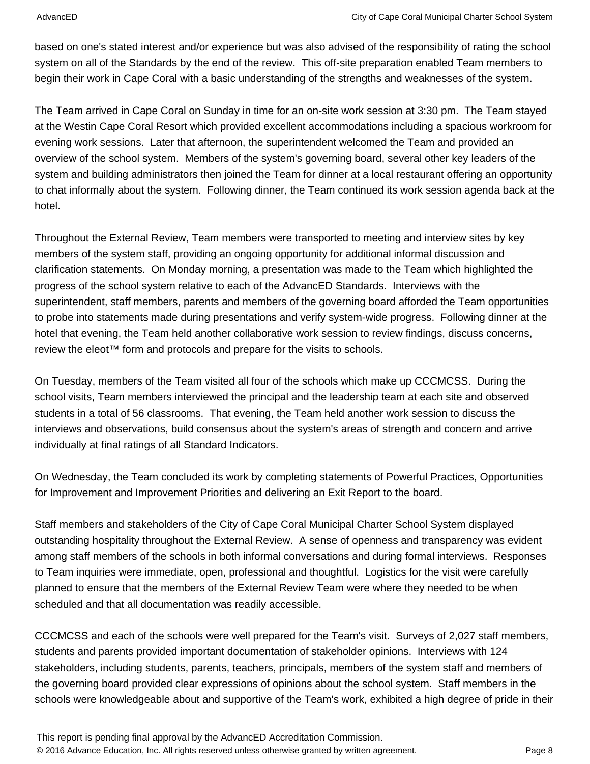based on one's stated interest and/or experience but was also advised of the responsibility of rating the school system on all of the Standards by the end of the review. This off-site preparation enabled Team members to begin their work in Cape Coral with a basic understanding of the strengths and weaknesses of the system.

The Team arrived in Cape Coral on Sunday in time for an on-site work session at 3:30 pm. The Team stayed at the Westin Cape Coral Resort which provided excellent accommodations including a spacious workroom for evening work sessions. Later that afternoon, the superintendent welcomed the Team and provided an overview of the school system. Members of the system's governing board, several other key leaders of the system and building administrators then joined the Team for dinner at a local restaurant offering an opportunity to chat informally about the system. Following dinner, the Team continued its work session agenda back at the hotel.

Throughout the External Review, Team members were transported to meeting and interview sites by key members of the system staff, providing an ongoing opportunity for additional informal discussion and clarification statements. On Monday morning, a presentation was made to the Team which highlighted the progress of the school system relative to each of the AdvancED Standards. Interviews with the superintendent, staff members, parents and members of the governing board afforded the Team opportunities to probe into statements made during presentations and verify system-wide progress. Following dinner at the hotel that evening, the Team held another collaborative work session to review findings, discuss concerns, review the eleot™ form and protocols and prepare for the visits to schools.

On Tuesday, members of the Team visited all four of the schools which make up CCCMCSS. During the school visits, Team members interviewed the principal and the leadership team at each site and observed students in a total of 56 classrooms. That evening, the Team held another work session to discuss the interviews and observations, build consensus about the system's areas of strength and concern and arrive individually at final ratings of all Standard Indicators.

On Wednesday, the Team concluded its work by completing statements of Powerful Practices, Opportunities for Improvement and Improvement Priorities and delivering an Exit Report to the board.

Staff members and stakeholders of the City of Cape Coral Municipal Charter School System displayed outstanding hospitality throughout the External Review. A sense of openness and transparency was evident among staff members of the schools in both informal conversations and during formal interviews. Responses to Team inquiries were immediate, open, professional and thoughtful. Logistics for the visit were carefully planned to ensure that the members of the External Review Team were where they needed to be when scheduled and that all documentation was readily accessible.

CCCMCSS and each of the schools were well prepared for the Team's visit. Surveys of 2,027 staff members, students and parents provided important documentation of stakeholder opinions. Interviews with 124 stakeholders, including students, parents, teachers, principals, members of the system staff and members of the governing board provided clear expressions of opinions about the school system. Staff members in the schools were knowledgeable about and supportive of the Team's work, exhibited a high degree of pride in their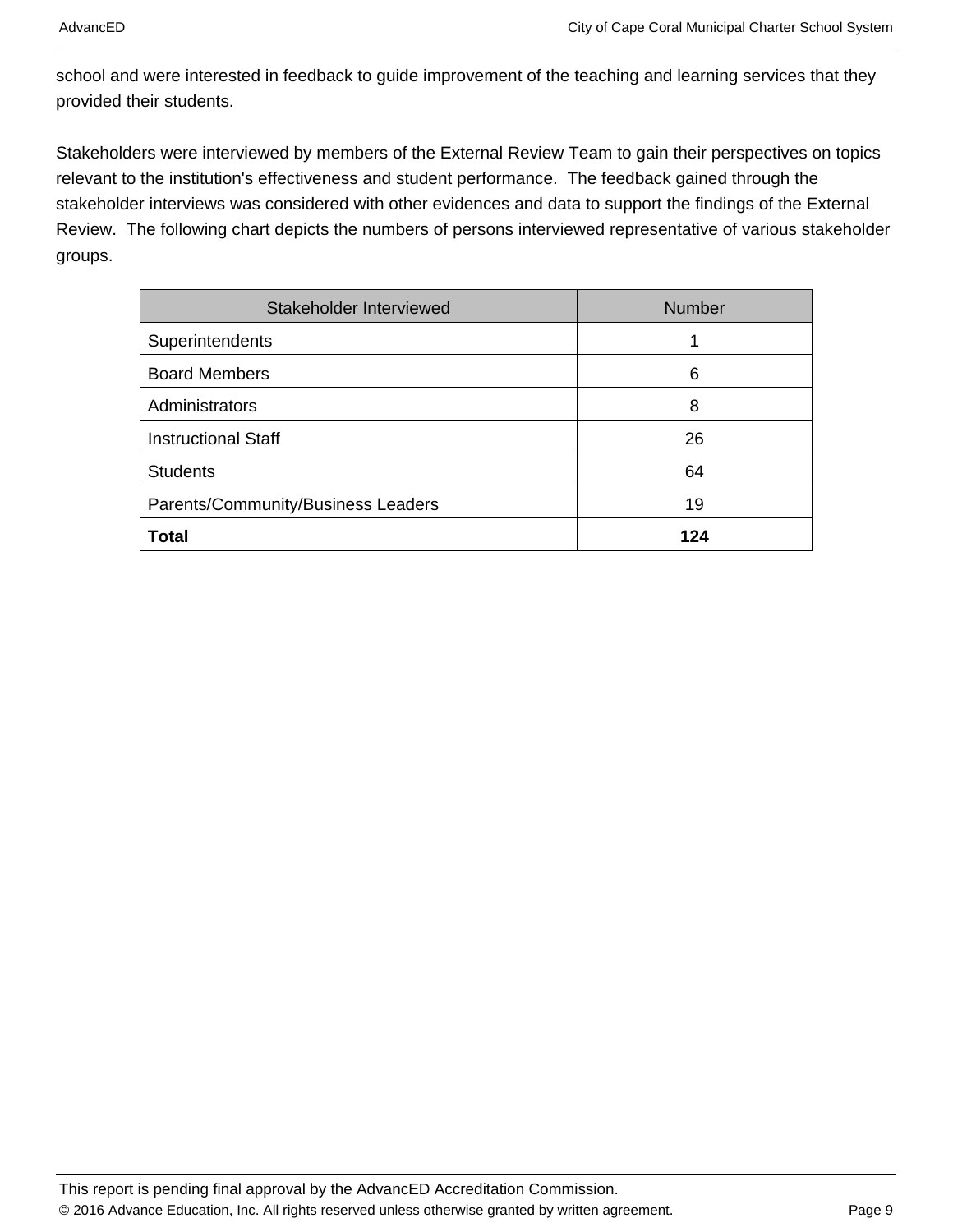school and were interested in feedback to guide improvement of the teaching and learning services that they provided their students.

Stakeholders were interviewed by members of the External Review Team to gain their perspectives on topics relevant to the institution's effectiveness and student performance. The feedback gained through the stakeholder interviews was considered with other evidences and data to support the findings of the External Review. The following chart depicts the numbers of persons interviewed representative of various stakeholder groups.

| Stakeholder Interviewed | Number |
|---|---|
| Superintendents | 1 |
| Board Members | 6 |
| Administrators | 8 |
| Instructional Staff | 26 |
| Students | 64 |
| Parents/Community/Business Leaders | 19 |
| **Total** | **124** |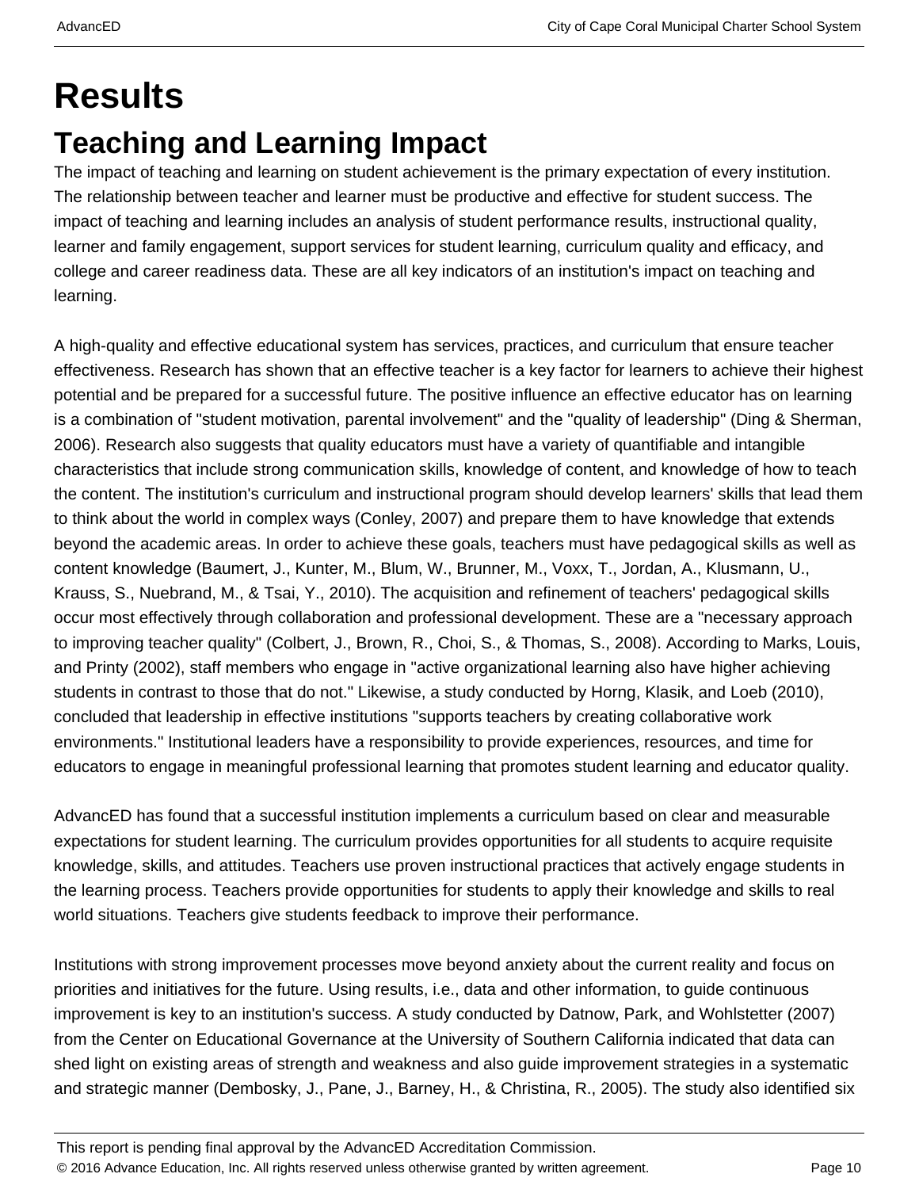# Results

## Teaching and Learning Impact

The impact of teaching and learning on student achievement is the primary expectation of every institution. The relationship between teacher and learner must be productive and effective for student success. The impact of teaching and learning includes an analysis of student performance results, instructional quality, learner and family engagement, support services for student learning, curriculum quality and efficacy, and college and career readiness data. These are all key indicators of an institution's impact on teaching and learning.

A high-quality and effective educational system has services, practices, and curriculum that ensure teacher effectiveness. Research has shown that an effective teacher is a key factor for learners to achieve their highest potential and be prepared for a successful future. The positive influence an effective educator has on learning is a combination of "student motivation, parental involvement" and the "quality of leadership" (Ding & Sherman, 2006). Research also suggests that quality educators must have a variety of quantifiable and intangible characteristics that include strong communication skills, knowledge of content, and knowledge of how to teach the content. The institution's curriculum and instructional program should develop learners' skills that lead them to think about the world in complex ways (Conley, 2007) and prepare them to have knowledge that extends beyond the academic areas. In order to achieve these goals, teachers must have pedagogical skills as well as content knowledge (Baumert, J., Kunter, M., Blum, W., Brunner, M., Voxx, T., Jordan, A., Klusmann, U., Krauss, S., Nuebrand, M., & Tsai, Y., 2010). The acquisition and refinement of teachers' pedagogical skills occur most effectively through collaboration and professional development. These are a "necessary approach to improving teacher quality" (Colbert, J., Brown, R., Choi, S., & Thomas, S., 2008). According to Marks, Louis, and Printy (2002), staff members who engage in "active organizational learning also have higher achieving students in contrast to those that do not." Likewise, a study conducted by Horng, Klasik, and Loeb (2010), concluded that leadership in effective institutions "supports teachers by creating collaborative work environments." Institutional leaders have a responsibility to provide experiences, resources, and time for educators to engage in meaningful professional learning that promotes student learning and educator quality.

AdvancED has found that a successful institution implements a curriculum based on clear and measurable expectations for student learning. The curriculum provides opportunities for all students to acquire requisite knowledge, skills, and attitudes. Teachers use proven instructional practices that actively engage students in the learning process. Teachers provide opportunities for students to apply their knowledge and skills to real world situations. Teachers give students feedback to improve their performance.

Institutions with strong improvement processes move beyond anxiety about the current reality and focus on priorities and initiatives for the future. Using results, i.e., data and other information, to guide continuous improvement is key to an institution's success. A study conducted by Datnow, Park, and Wohlstetter (2007) from the Center on Educational Governance at the University of Southern California indicated that data can shed light on existing areas of strength and weakness and also guide improvement strategies in a systematic and strategic manner (Dembosky, J., Pane, J., Barney, H., & Christina, R., 2005). The study also identified six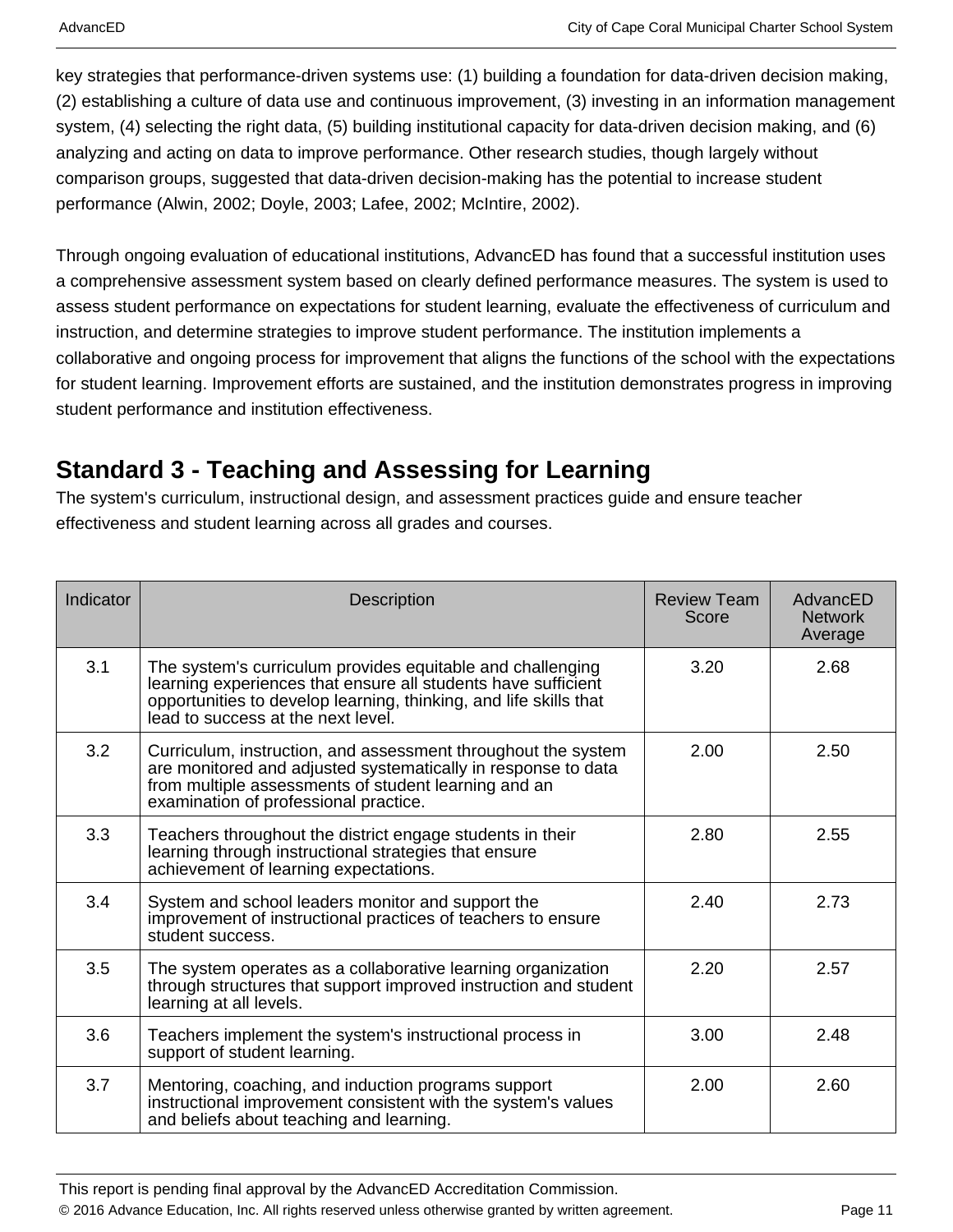key strategies that performance-driven systems use: (1) building a foundation for data-driven decision making, (2) establishing a culture of data use and continuous improvement, (3) investing in an information management system, (4) selecting the right data, (5) building institutional capacity for data-driven decision making, and (6) analyzing and acting on data to improve performance. Other research studies, though largely without comparison groups, suggested that data-driven decision-making has the potential to increase student performance (Alwin, 2002; Doyle, 2003; Lafee, 2002; McIntire, 2002).

Through ongoing evaluation of educational institutions, AdvancED has found that a successful institution uses a comprehensive assessment system based on clearly defined performance measures. The system is used to assess student performance on expectations for student learning, evaluate the effectiveness of curriculum and instruction, and determine strategies to improve student performance. The institution implements a collaborative and ongoing process for improvement that aligns the functions of the school with the expectations for student learning. Improvement efforts are sustained, and the institution demonstrates progress in improving student performance and institution effectiveness.

## Standard 3 - Teaching and Assessing for Learning

The system's curriculum, instructional design, and assessment practices guide and ensure teacher effectiveness and student learning across all grades and courses.

| Indicator | Description | Review Team Score | AdvancED Network Average |
|---|---|---|---|
| 3.1 | The system's curriculum provides equitable and challenging learning experiences that ensure all students have sufficient opportunities to develop learning, thinking, and life skills that lead to success at the next level. | 3.20 | 2.68 |
| 3.2 | Curriculum, instruction, and assessment throughout the system are monitored and adjusted systematically in response to data from multiple assessments of student learning and an examination of professional practice. | 2.00 | 2.50 |
| 3.3 | Teachers throughout the district engage students in their learning through instructional strategies that ensure achievement of learning expectations. | 2.80 | 2.55 |
| 3.4 | System and school leaders monitor and support the improvement of instructional practices of teachers to ensure student success. | 2.40 | 2.73 |
| 3.5 | The system operates as a collaborative learning organization through structures that support improved instruction and student learning at all levels. | 2.20 | 2.57 |
| 3.6 | Teachers implement the system's instructional process in support of student learning. | 3.00 | 2.48 |
| 3.7 | Mentoring, coaching, and induction programs support instructional improvement consistent with the system's values and beliefs about teaching and learning. | 2.00 | 2.60 |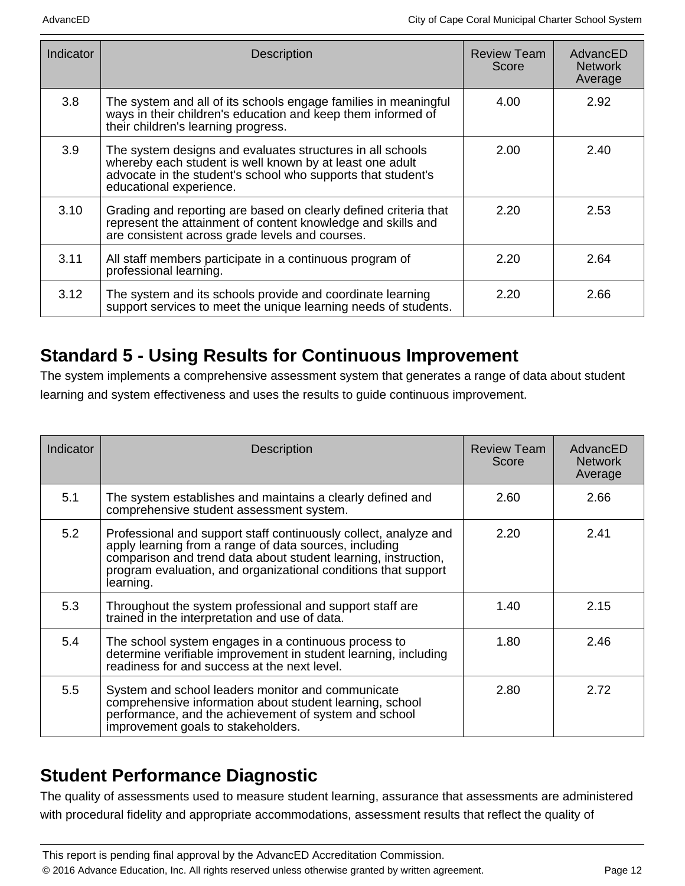| Indicator | Description | Review Team Score | AdvancED Network Average |
|---|---|---|---|
| 3.8 | The system and all of its schools engage families in meaningful ways in their children's education and keep them informed of their children's learning progress. | 4.00 | 2.92 |
| 3.9 | The system designs and evaluates structures in all schools whereby each student is well known by at least one adult advocate in the student's school who supports that student's educational experience. | 2.00 | 2.40 |
| 3.10 | Grading and reporting are based on clearly defined criteria that represent the attainment of content knowledge and skills and are consistent across grade levels and courses. | 2.20 | 2.53 |
| 3.11 | All staff members participate in a continuous program of professional learning. | 2.20 | 2.64 |
| 3.12 | The system and its schools provide and coordinate learning support services to meet the unique learning needs of students. | 2.20 | 2.66 |

## Standard 5 - Using Results for Continuous Improvement

The system implements a comprehensive assessment system that generates a range of data about student learning and system effectiveness and uses the results to guide continuous improvement.

| Indicator | Description | Review Team Score | AdvancED Network Average |
|---|---|---|---|
| 5.1 | The system establishes and maintains a clearly defined and comprehensive student assessment system. | 2.60 | 2.66 |
| 5.2 | Professional and support staff continuously collect, analyze and apply learning from a range of data sources, including comparison and trend data about student learning, instruction, program evaluation, and organizational conditions that support learning. | 2.20 | 2.41 |
| 5.3 | Throughout the system professional and support staff are trained in the interpretation and use of data. | 1.40 | 2.15 |
| 5.4 | The school system engages in a continuous process to determine verifiable improvement in student learning, including readiness for and success at the next level. | 1.80 | 2.46 |
| 5.5 | System and school leaders monitor and communicate comprehensive information about student learning, school performance, and the achievement of system and school improvement goals to stakeholders. | 2.80 | 2.72 |

## Student Performance Diagnostic

The quality of assessments used to measure student learning, assurance that assessments are administered with procedural fidelity and appropriate accommodations, assessment results that reflect the quality of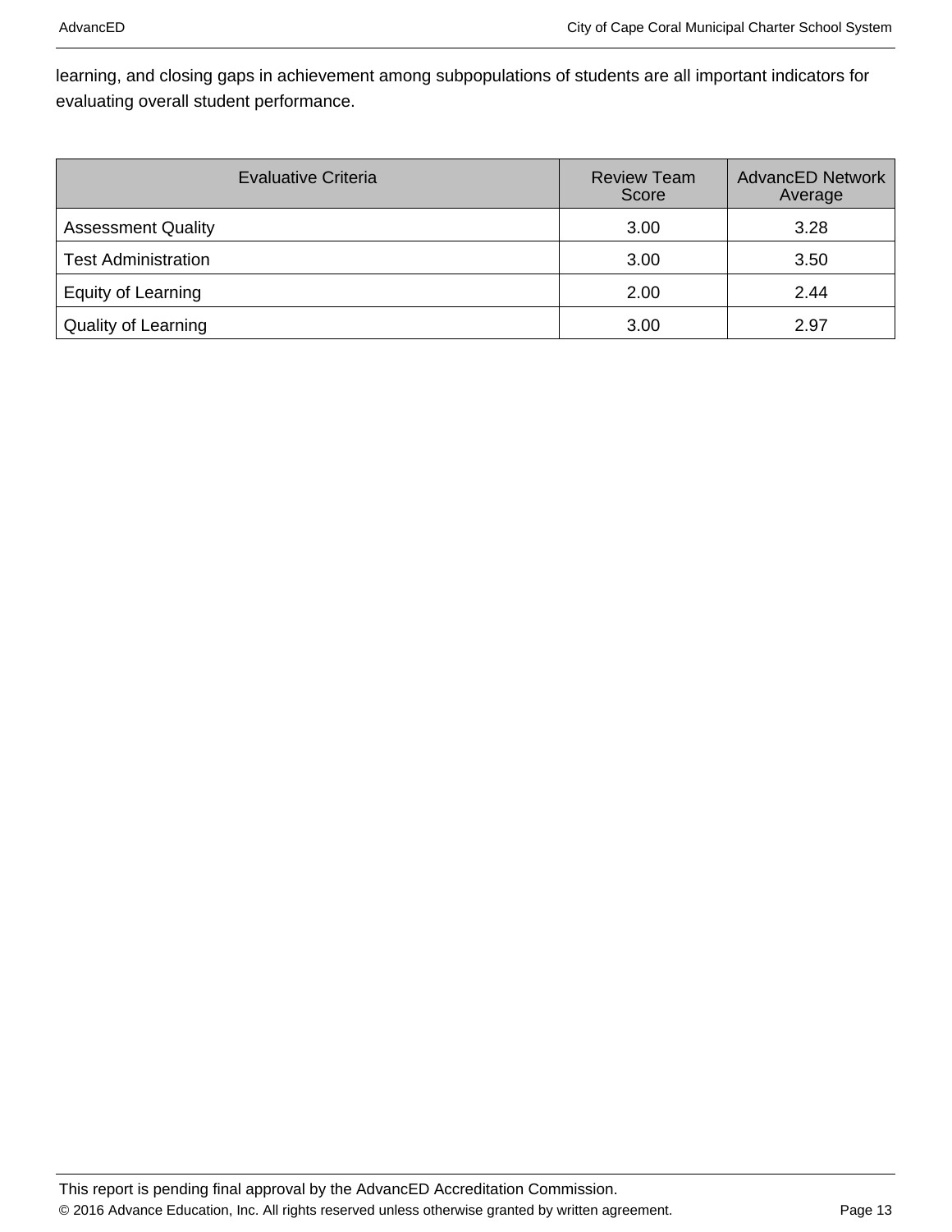learning, and closing gaps in achievement among subpopulations of students are all important indicators for evaluating overall student performance.

| Evaluative Criteria | Review Team Score | AdvancED Network Average |
|---|---|---|
| Assessment Quality | 3.00 | 3.28 |
| Test Administration | 3.00 | 3.50 |
| Equity of Learning | 2.00 | 2.44 |
| Quality of Learning | 3.00 | 2.97 |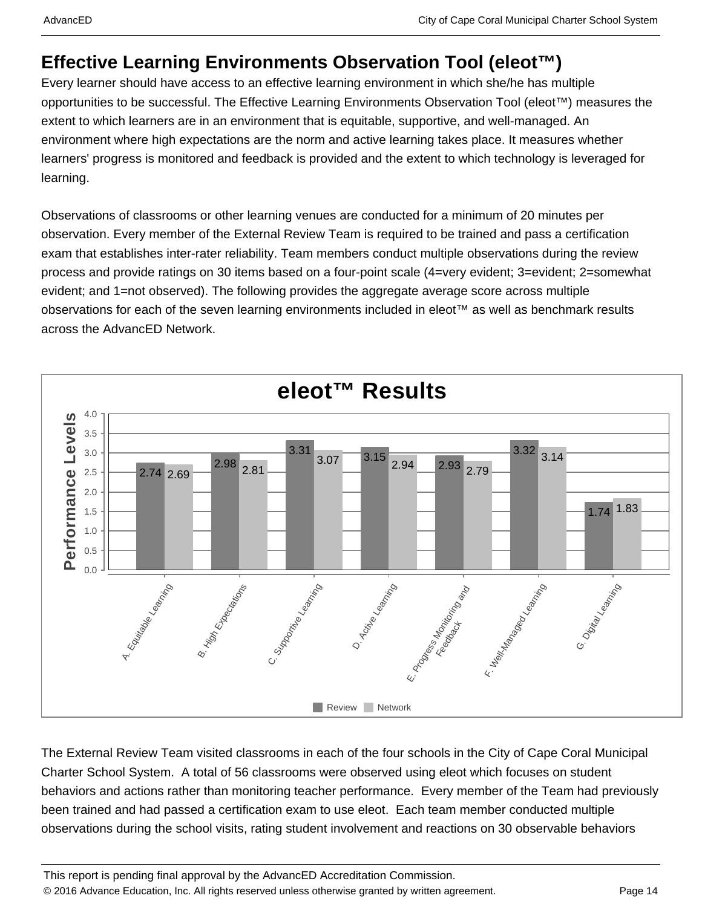## Effective Learning Environments Observation Tool (eleot™)

Every learner should have access to an effective learning environment in which she/he has multiple opportunities to be successful. The Effective Learning Environments Observation Tool (eleot™) measures the extent to which learners are in an environment that is equitable, supportive, and well-managed. An environment where high expectations are the norm and active learning takes place. It measures whether learners' progress is monitored and feedback is provided and the extent to which technology is leveraged for learning.

Observations of classrooms or other learning venues are conducted for a minimum of 20 minutes per observation. Every member of the External Review Team is required to be trained and pass a certification exam that establishes inter-rater reliability. Team members conduct multiple observations during the review process and provide ratings on 30 items based on a four-point scale (4=very evident; 3=evident; 2=somewhat evident; and 1=not observed). The following provides the aggregate average score across multiple observations for each of the seven learning environments included in eleot™ as well as benchmark results across the AdvancED Network.

**eleot™ Results**

| Learning Environment | Review | Network |
|---|---|---|
| A. Equitable Learning | 2.74 | 2.69 |
| B. High Expectations | 2.98 | 2.81 |
| C. Supportive Learning | 3.31 | 3.07 |
| D. Active Learning | 3.15 | 2.94 |
| E. Progress Monitoring and Feedback | 2.93 | 2.79 |
| F. Well-Managed Learning | 3.32 | 3.14 |
| G. Digital Learning | 1.74 | 1.83 |

The External Review Team visited classrooms in each of the four schools in the City of Cape Coral Municipal Charter School System. A total of 56 classrooms were observed using eleot which focuses on student behaviors and actions rather than monitoring teacher performance. Every member of the Team had previously been trained and had passed a certification exam to use eleot. Each team member conducted multiple observations during the school visits, rating student involvement and reactions on 30 observable behaviors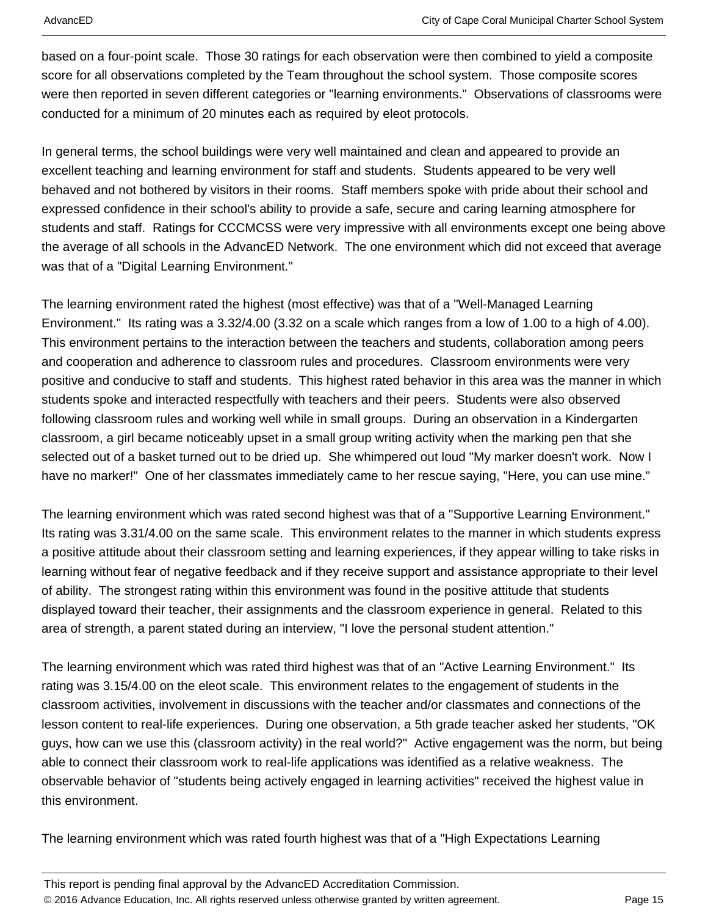based on a four-point scale. Those 30 ratings for each observation were then combined to yield a composite score for all observations completed by the Team throughout the school system. Those composite scores were then reported in seven different categories or "learning environments." Observations of classrooms were conducted for a minimum of 20 minutes each as required by eleot protocols.

In general terms, the school buildings were very well maintained and clean and appeared to provide an excellent teaching and learning environment for staff and students. Students appeared to be very well behaved and not bothered by visitors in their rooms. Staff members spoke with pride about their school and expressed confidence in their school's ability to provide a safe, secure and caring learning atmosphere for students and staff. Ratings for CCCMCSS were very impressive with all environments except one being above the average of all schools in the AdvancED Network. The one environment which did not exceed that average was that of a "Digital Learning Environment."

The learning environment rated the highest (most effective) was that of a "Well-Managed Learning Environment." Its rating was a 3.32/4.00 (3.32 on a scale which ranges from a low of 1.00 to a high of 4.00). This environment pertains to the interaction between the teachers and students, collaboration among peers and cooperation and adherence to classroom rules and procedures. Classroom environments were very positive and conducive to staff and students. This highest rated behavior in this area was the manner in which students spoke and interacted respectfully with teachers and their peers. Students were also observed following classroom rules and working well while in small groups. During an observation in a Kindergarten classroom, a girl became noticeably upset in a small group writing activity when the marking pen that she selected out of a basket turned out to be dried up. She whimpered out loud "My marker doesn't work. Now I have no marker!" One of her classmates immediately came to her rescue saying, "Here, you can use mine."

The learning environment which was rated second highest was that of a "Supportive Learning Environment." Its rating was 3.31/4.00 on the same scale. This environment relates to the manner in which students express a positive attitude about their classroom setting and learning experiences, if they appear willing to take risks in learning without fear of negative feedback and if they receive support and assistance appropriate to their level of ability. The strongest rating within this environment was found in the positive attitude that students displayed toward their teacher, their assignments and the classroom experience in general. Related to this area of strength, a parent stated during an interview, "I love the personal student attention."

The learning environment which was rated third highest was that of an "Active Learning Environment." Its rating was 3.15/4.00 on the eleot scale. This environment relates to the engagement of students in the classroom activities, involvement in discussions with the teacher and/or classmates and connections of the lesson content to real-life experiences. During one observation, a 5th grade teacher asked her students, "OK guys, how can we use this (classroom activity) in the real world?" Active engagement was the norm, but being able to connect their classroom work to real-life applications was identified as a relative weakness. The observable behavior of "students being actively engaged in learning activities" received the highest value in this environment.

The learning environment which was rated fourth highest was that of a "High Expectations Learning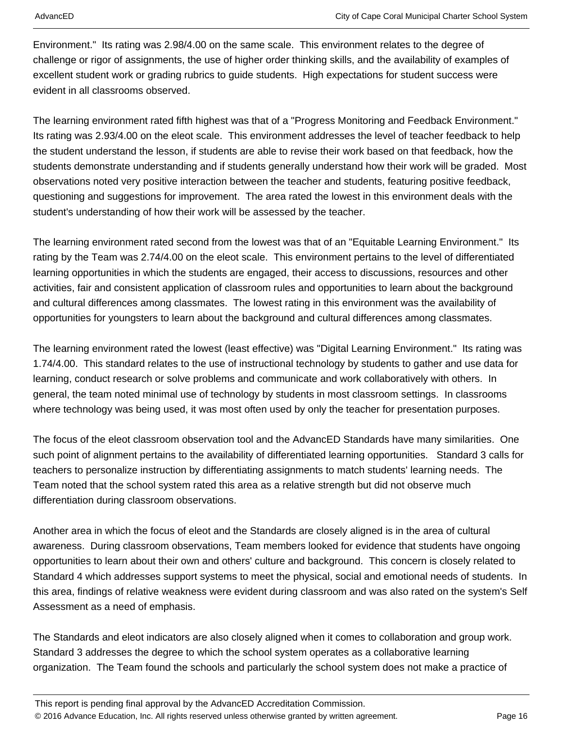Environment." Its rating was 2.98/4.00 on the same scale. This environment relates to the degree of challenge or rigor of assignments, the use of higher order thinking skills, and the availability of examples of excellent student work or grading rubrics to guide students. High expectations for student success were evident in all classrooms observed.

The learning environment rated fifth highest was that of a "Progress Monitoring and Feedback Environment." Its rating was 2.93/4.00 on the eleot scale. This environment addresses the level of teacher feedback to help the student understand the lesson, if students are able to revise their work based on that feedback, how the students demonstrate understanding and if students generally understand how their work will be graded. Most observations noted very positive interaction between the teacher and students, featuring positive feedback, questioning and suggestions for improvement. The area rated the lowest in this environment deals with the student's understanding of how their work will be assessed by the teacher.

The learning environment rated second from the lowest was that of an "Equitable Learning Environment." Its rating by the Team was 2.74/4.00 on the eleot scale. This environment pertains to the level of differentiated learning opportunities in which the students are engaged, their access to discussions, resources and other activities, fair and consistent application of classroom rules and opportunities to learn about the background and cultural differences among classmates. The lowest rating in this environment was the availability of opportunities for youngsters to learn about the background and cultural differences among classmates.

The learning environment rated the lowest (least effective) was "Digital Learning Environment." Its rating was 1.74/4.00. This standard relates to the use of instructional technology by students to gather and use data for learning, conduct research or solve problems and communicate and work collaboratively with others. In general, the team noted minimal use of technology by students in most classroom settings. In classrooms where technology was being used, it was most often used by only the teacher for presentation purposes.

The focus of the eleot classroom observation tool and the AdvancED Standards have many similarities. One such point of alignment pertains to the availability of differentiated learning opportunities. Standard 3 calls for teachers to personalize instruction by differentiating assignments to match students' learning needs. The Team noted that the school system rated this area as a relative strength but did not observe much differentiation during classroom observations.

Another area in which the focus of eleot and the Standards are closely aligned is in the area of cultural awareness. During classroom observations, Team members looked for evidence that students have ongoing opportunities to learn about their own and others' culture and background. This concern is closely related to Standard 4 which addresses support systems to meet the physical, social and emotional needs of students. In this area, findings of relative weakness were evident during classroom and was also rated on the system's Self Assessment as a need of emphasis.

The Standards and eleot indicators are also closely aligned when it comes to collaboration and group work. Standard 3 addresses the degree to which the school system operates as a collaborative learning organization. The Team found the schools and particularly the school system does not make a practice of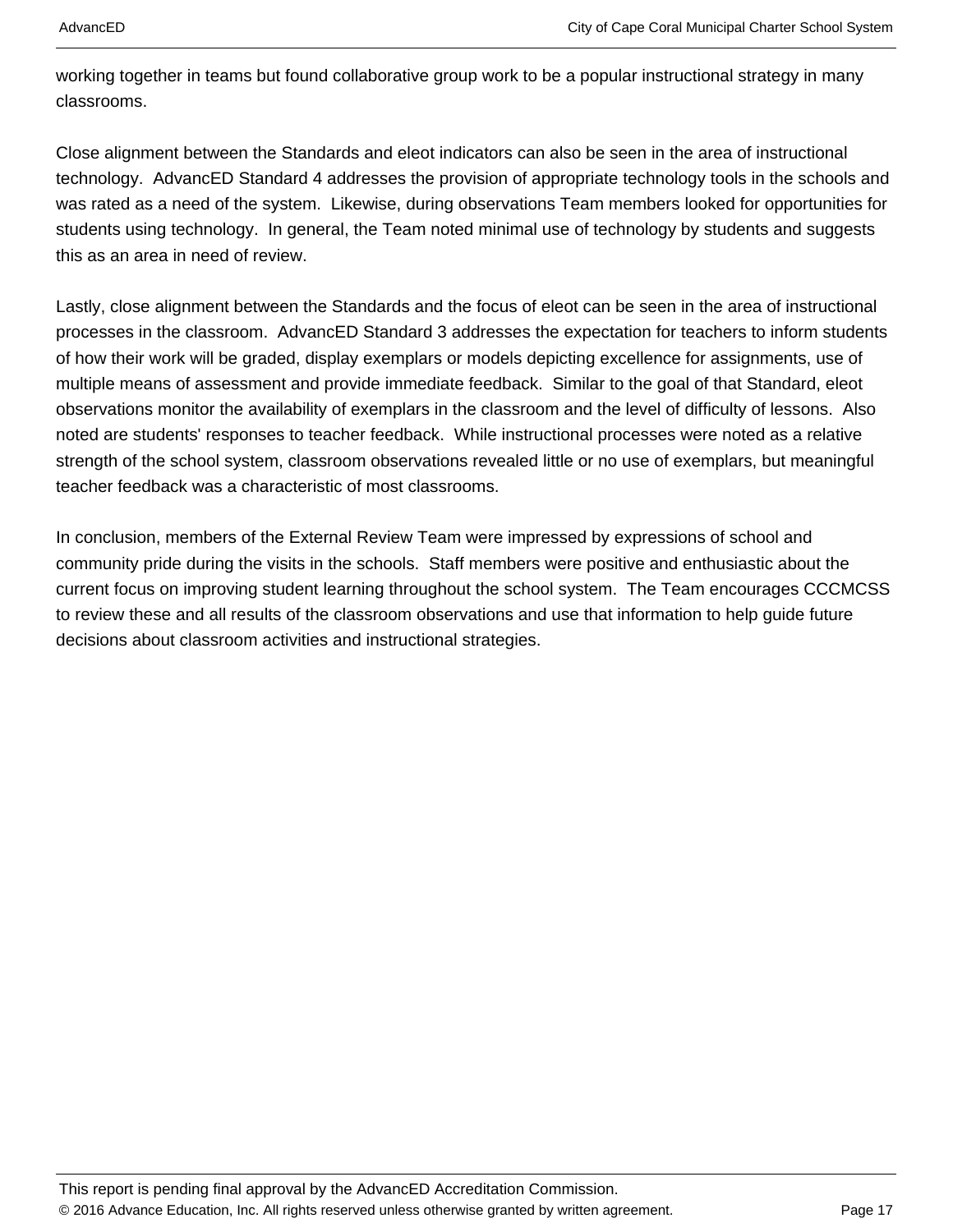working together in teams but found collaborative group work to be a popular instructional strategy in many classrooms.

Close alignment between the Standards and eleot indicators can also be seen in the area of instructional technology.  AdvancED Standard 4 addresses the provision of appropriate technology tools in the schools and was rated as a need of the system.  Likewise, during observations Team members looked for opportunities for students using technology.  In general, the Team noted minimal use of technology by students and suggests this as an area in need of review.

Lastly, close alignment between the Standards and the focus of eleot can be seen in the area of instructional processes in the classroom.  AdvancED Standard 3 addresses the expectation for teachers to inform students of how their work will be graded, display exemplars or models depicting excellence for assignments, use of multiple means of assessment and provide immediate feedback.  Similar to the goal of that Standard, eleot observations monitor the availability of exemplars in the classroom and the level of difficulty of lessons.  Also noted are students' responses to teacher feedback.  While instructional processes were noted as a relative strength of the school system, classroom observations revealed little or no use of exemplars, but meaningful teacher feedback was a characteristic of most classrooms.

In conclusion, members of the External Review Team were impressed by expressions of school and community pride during the visits in the schools.  Staff members were positive and enthusiastic about the current focus on improving student learning throughout the school system.  The Team encourages CCCMCSS to review these and all results of the classroom observations and use that information to help guide future decisions about classroom activities and instructional strategies.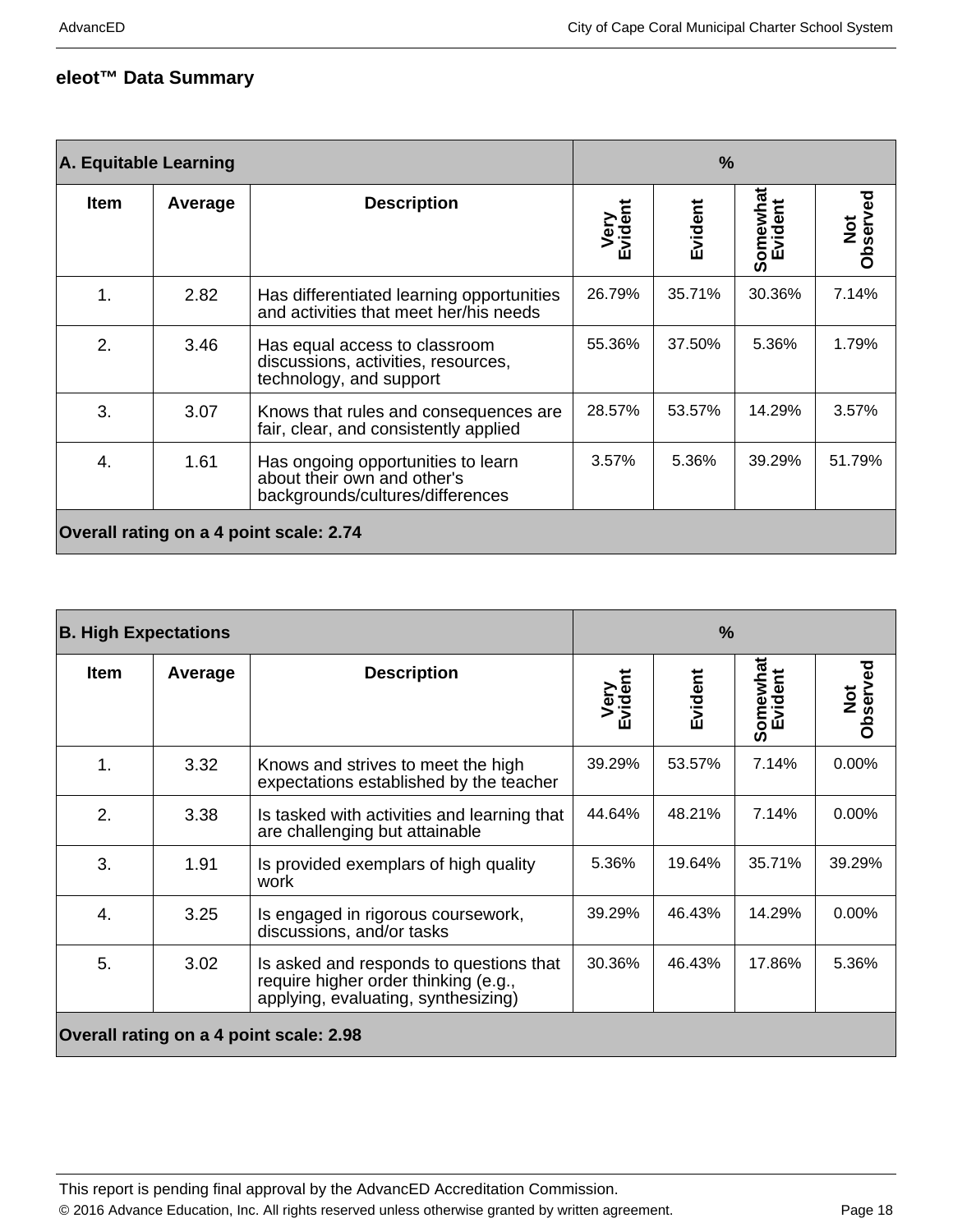## eleot™ Data Summary

| A. Equitable Learning | | | % | | | |
|---|---|---|---|---|---|---|
| Item | Average | Description | Very Evident | Evident | Somewhat Evident | Not Observed |
| 1. | 2.82 | Has differentiated learning opportunities and activities that meet her/his needs | 26.79% | 35.71% | 30.36% | 7.14% |
| 2. | 3.46 | Has equal access to classroom discussions, activities, resources, technology, and support | 55.36% | 37.50% | 5.36% | 1.79% |
| 3. | 3.07 | Knows that rules and consequences are fair, clear, and consistently applied | 28.57% | 53.57% | 14.29% | 3.57% |
| 4. | 1.61 | Has ongoing opportunities to learn about their own and other's backgrounds/cultures/differences | 3.57% | 5.36% | 39.29% | 51.79% |
| **Overall rating on a 4 point scale: 2.74** | | | | | | |

| B. High Expectations | | | % | | | |
|---|---|---|---|---|---|---|
| Item | Average | Description | Very Evident | Evident | Somewhat Evident | Not Observed |
| 1. | 3.32 | Knows and strives to meet the high expectations established by the teacher | 39.29% | 53.57% | 7.14% | 0.00% |
| 2. | 3.38 | Is tasked with activities and learning that are challenging but attainable | 44.64% | 48.21% | 7.14% | 0.00% |
| 3. | 1.91 | Is provided exemplars of high quality work | 5.36% | 19.64% | 35.71% | 39.29% |
| 4. | 3.25 | Is engaged in rigorous coursework, discussions, and/or tasks | 39.29% | 46.43% | 14.29% | 0.00% |
| 5. | 3.02 | Is asked and responds to questions that require higher order thinking (e.g., applying, evaluating, synthesizing) | 30.36% | 46.43% | 17.86% | 5.36% |
| **Overall rating on a 4 point scale: 2.98** | | | | | | |

This report is pending final approval by the AdvancED Accreditation Commission.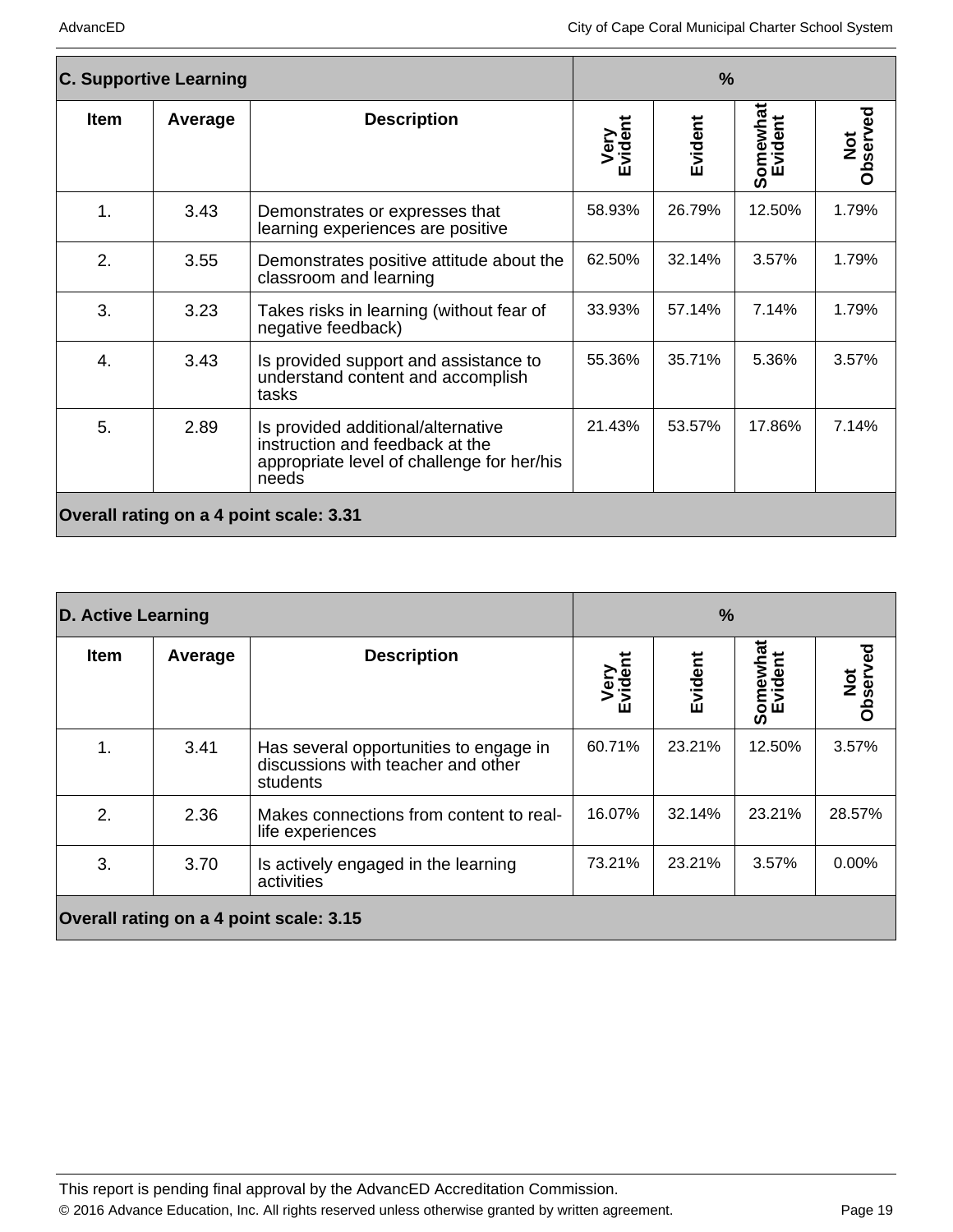| C. Supportive Learning | | | % | | | |
|---|---|---|---|---|---|---|
| **Item** | **Average** | **Description** | **Very Evident** | **Evident** | **Somewhat Evident** | **Not Observed** |
| 1. | 3.43 | Demonstrates or expresses that learning experiences are positive | 58.93% | 26.79% | 12.50% | 1.79% |
| 2. | 3.55 | Demonstrates positive attitude about the classroom and learning | 62.50% | 32.14% | 3.57% | 1.79% |
| 3. | 3.23 | Takes risks in learning (without fear of negative feedback) | 33.93% | 57.14% | 7.14% | 1.79% |
| 4. | 3.43 | Is provided support and assistance to understand content and accomplish tasks | 55.36% | 35.71% | 5.36% | 3.57% |
| 5. | 2.89 | Is provided additional/alternative instruction and feedback at the appropriate level of challenge for her/his needs | 21.43% | 53.57% | 17.86% | 7.14% |
| **Overall rating on a 4 point scale: 3.31** | | | | | | |

| D. Active Learning | | | % | | | |
|---|---|---|---|---|---|---|
| **Item** | **Average** | **Description** | **Very Evident** | **Evident** | **Somewhat Evident** | **Not Observed** |
| 1. | 3.41 | Has several opportunities to engage in discussions with teacher and other students | 60.71% | 23.21% | 12.50% | 3.57% |
| 2. | 2.36 | Makes connections from content to real-life experiences | 16.07% | 32.14% | 23.21% | 28.57% |
| 3. | 3.70 | Is actively engaged in the learning activities | 73.21% | 23.21% | 3.57% | 0.00% |
| **Overall rating on a 4 point scale: 3.15** | | | | | | |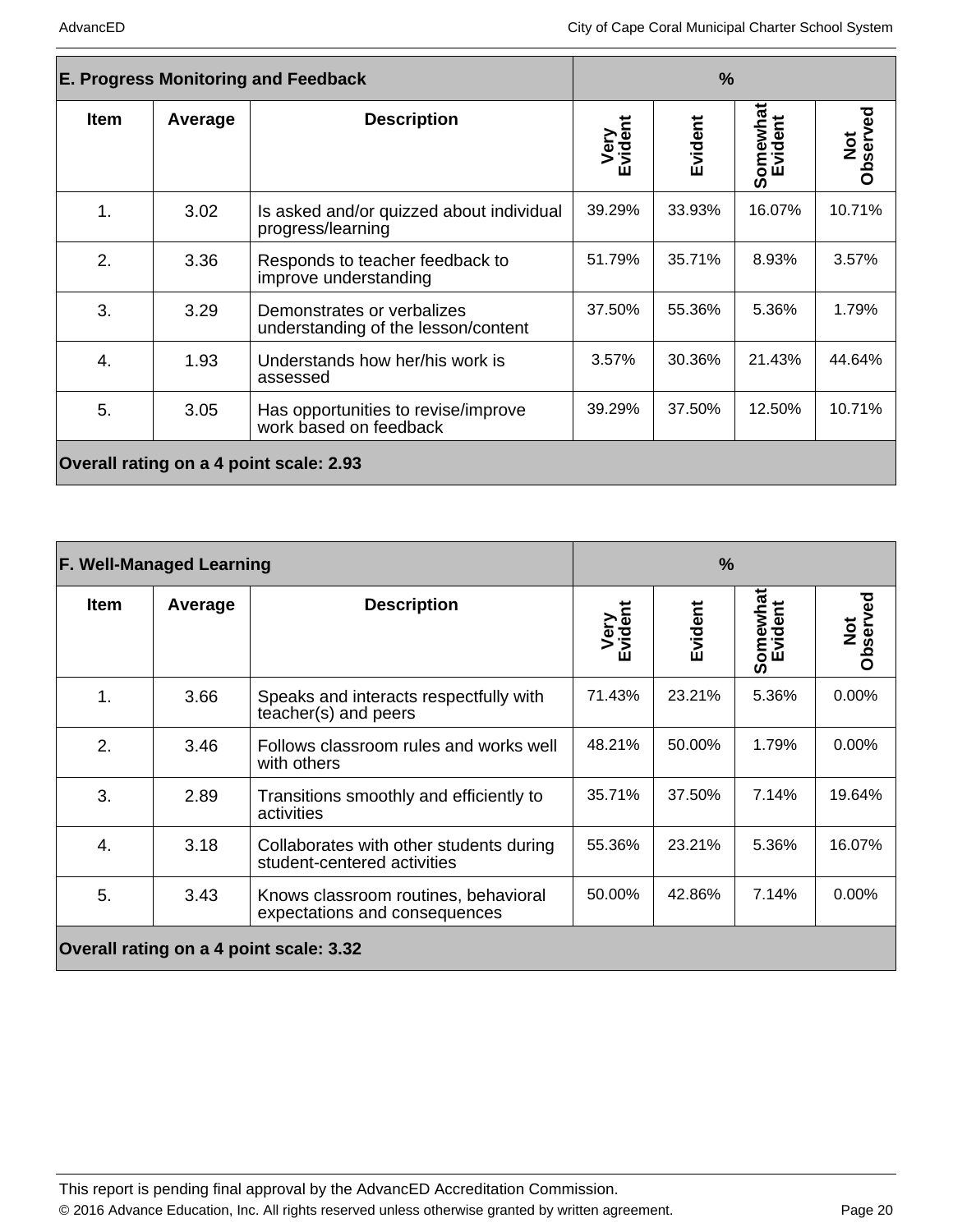| E. Progress Monitoring and Feedback | | | % | | | |
|---|---|---|---|---|---|---|
| **Item** | **Average** | **Description** | **Very Evident** | **Evident** | **Somewhat Evident** | **Not Observed** |
| 1. | 3.02 | Is asked and/or quizzed about individual progress/learning | 39.29% | 33.93% | 16.07% | 10.71% |
| 2. | 3.36 | Responds to teacher feedback to improve understanding | 51.79% | 35.71% | 8.93% | 3.57% |
| 3. | 3.29 | Demonstrates or verbalizes understanding of the lesson/content | 37.50% | 55.36% | 5.36% | 1.79% |
| 4. | 1.93 | Understands how her/his work is assessed | 3.57% | 30.36% | 21.43% | 44.64% |
| 5. | 3.05 | Has opportunities to revise/improve work based on feedback | 39.29% | 37.50% | 12.50% | 10.71% |
| **Overall rating on a 4 point scale: 2.93** | | | | | | |

| F. Well-Managed Learning | | | % | | | |
|---|---|---|---|---|---|---|
| **Item** | **Average** | **Description** | **Very Evident** | **Evident** | **Somewhat Evident** | **Not Observed** |
| 1. | 3.66 | Speaks and interacts respectfully with teacher(s) and peers | 71.43% | 23.21% | 5.36% | 0.00% |
| 2. | 3.46 | Follows classroom rules and works well with others | 48.21% | 50.00% | 1.79% | 0.00% |
| 3. | 2.89 | Transitions smoothly and efficiently to activities | 35.71% | 37.50% | 7.14% | 19.64% |
| 4. | 3.18 | Collaborates with other students during student-centered activities | 55.36% | 23.21% | 5.36% | 16.07% |
| 5. | 3.43 | Knows classroom routines, behavioral expectations and consequences | 50.00% | 42.86% | 7.14% | 0.00% |
| **Overall rating on a 4 point scale: 3.32** | | | | | | |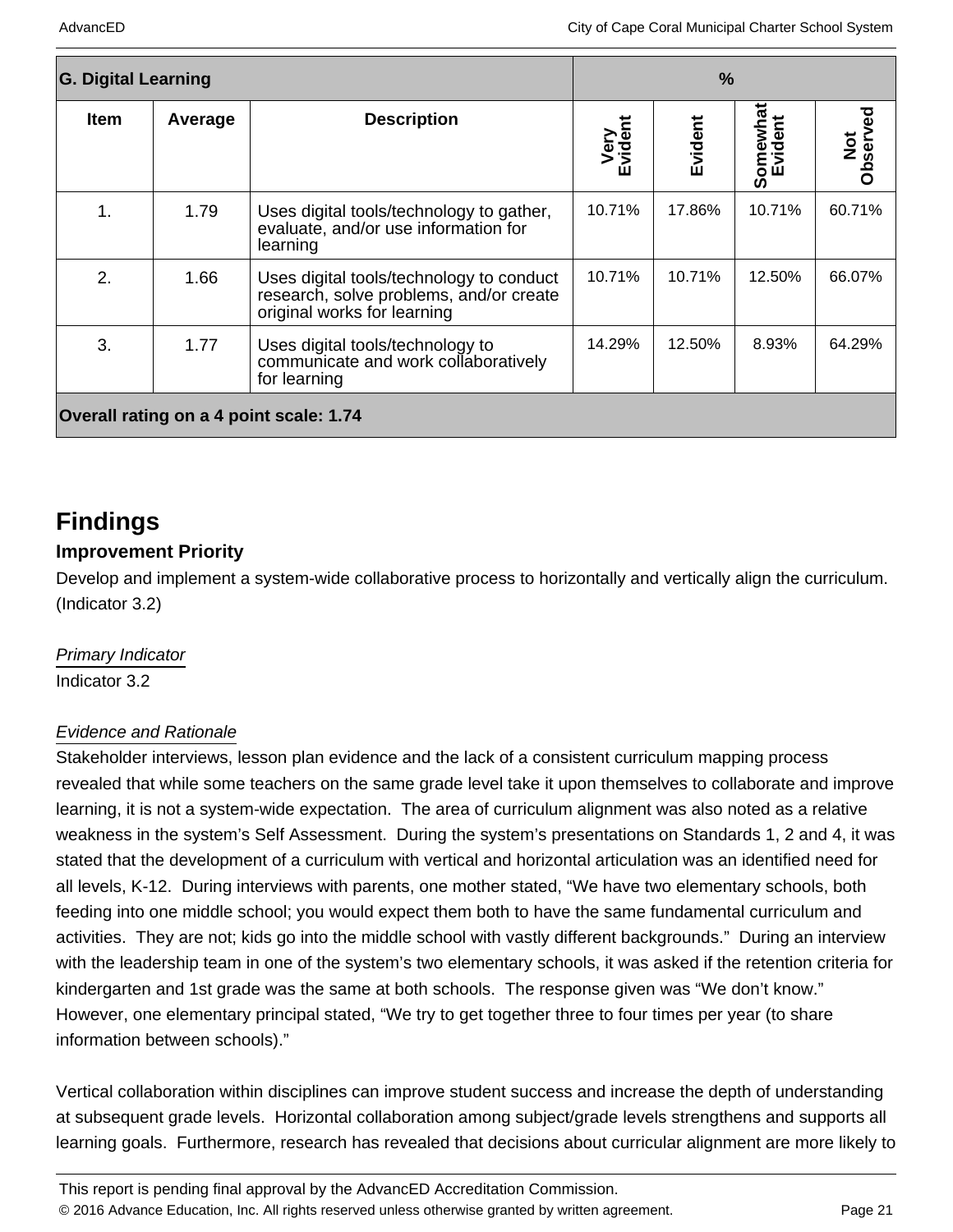| G. Digital Learning | | | % | | | |
|---|---|---|---|---|---|---|
| Item | Average | Description | Very Evident | Evident | Somewhat Evident | Not Observed |
| 1. | 1.79 | Uses digital tools/technology to gather, evaluate, and/or use information for learning | 10.71% | 17.86% | 10.71% | 60.71% |
| 2. | 1.66 | Uses digital tools/technology to conduct research, solve problems, and/or create original works for learning | 10.71% | 10.71% | 12.50% | 66.07% |
| 3. | 1.77 | Uses digital tools/technology to communicate and work collaboratively for learning | 14.29% | 12.50% | 8.93% | 64.29% |
| **Overall rating on a 4 point scale: 1.74** | | | | | | |

## Findings

### Improvement Priority

Develop and implement a system-wide collaborative process to horizontally and vertically align the curriculum. (Indicator 3.2)

*Primary Indicator*

Indicator 3.2

*Evidence and Rationale*

Stakeholder interviews, lesson plan evidence and the lack of a consistent curriculum mapping process revealed that while some teachers on the same grade level take it upon themselves to collaborate and improve learning, it is not a system-wide expectation. The area of curriculum alignment was also noted as a relative weakness in the system's Self Assessment. During the system's presentations on Standards 1, 2 and 4, it was stated that the development of a curriculum with vertical and horizontal articulation was an identified need for all levels, K-12. During interviews with parents, one mother stated, "We have two elementary schools, both feeding into one middle school; you would expect them both to have the same fundamental curriculum and activities. They are not; kids go into the middle school with vastly different backgrounds." During an interview with the leadership team in one of the system's two elementary schools, it was asked if the retention criteria for kindergarten and 1st grade was the same at both schools. The response given was "We don't know." However, one elementary principal stated, "We try to get together three to four times per year (to share information between schools)."

Vertical collaboration within disciplines can improve student success and increase the depth of understanding at subsequent grade levels. Horizontal collaboration among subject/grade levels strengthens and supports all learning goals. Furthermore, research has revealed that decisions about curricular alignment are more likely to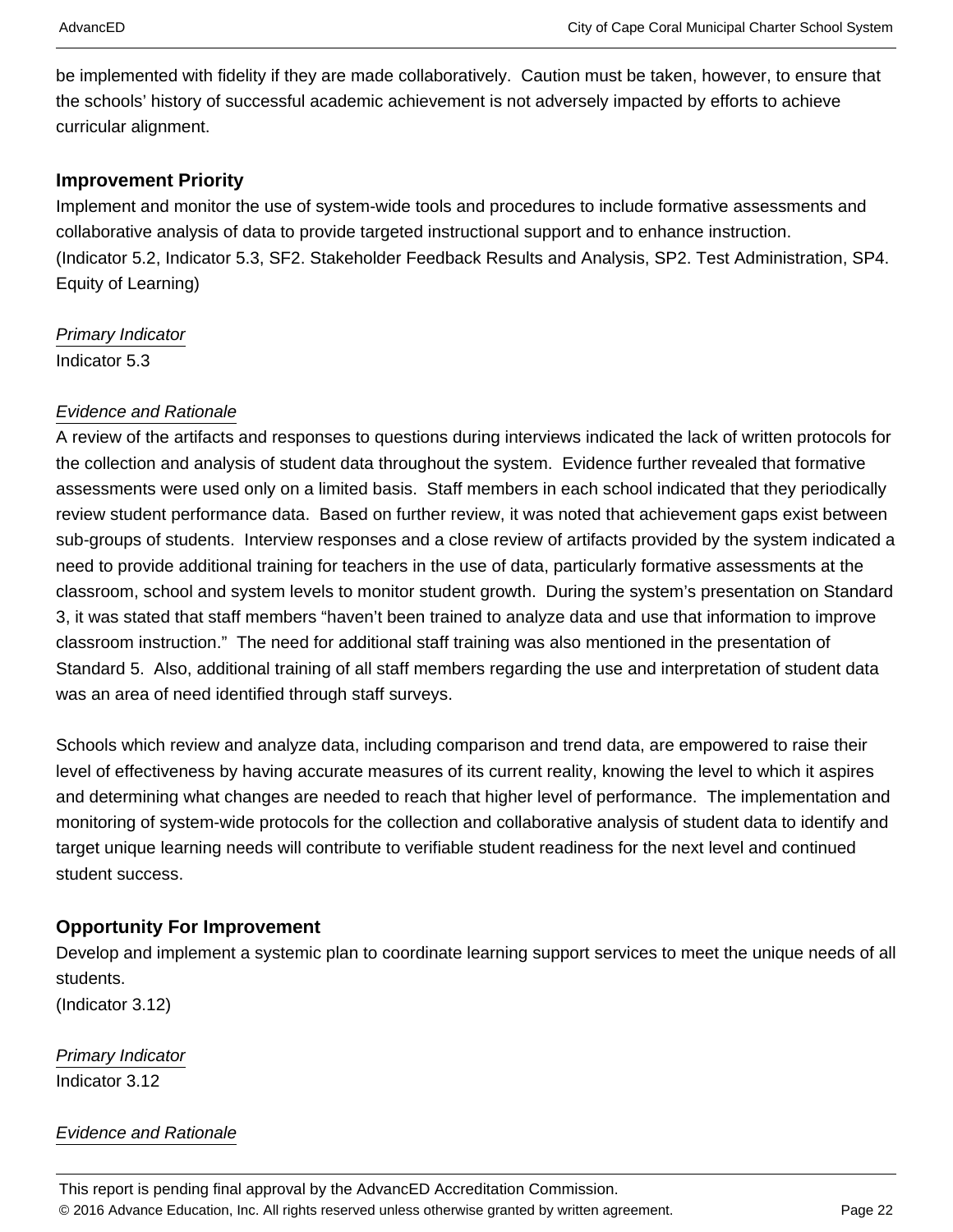be implemented with fidelity if they are made collaboratively.  Caution must be taken, however, to ensure that the schools' history of successful academic achievement is not adversely impacted by efforts to achieve curricular alignment.

### Improvement Priority

Implement and monitor the use of system-wide tools and procedures to include formative assessments and collaborative analysis of data to provide targeted instructional support and to enhance instruction.
(Indicator 5.2, Indicator 5.3, SF2. Stakeholder Feedback Results and Analysis, SP2. Test Administration, SP4. Equity of Learning)

*Primary Indicator*

Indicator 5.3

*Evidence and Rationale*

A review of the artifacts and responses to questions during interviews indicated the lack of written protocols for the collection and analysis of student data throughout the system.  Evidence further revealed that formative assessments were used only on a limited basis.  Staff members in each school indicated that they periodically review student performance data.  Based on further review, it was noted that achievement gaps exist between sub-groups of students.  Interview responses and a close review of artifacts provided by the system indicated a need to provide additional training for teachers in the use of data, particularly formative assessments at the classroom, school and system levels to monitor student growth.  During the system's presentation on Standard 3, it was stated that staff members "haven't been trained to analyze data and use that information to improve classroom instruction."  The need for additional staff training was also mentioned in the presentation of Standard 5.  Also, additional training of all staff members regarding the use and interpretation of student data was an area of need identified through staff surveys.

Schools which review and analyze data, including comparison and trend data, are empowered to raise their level of effectiveness by having accurate measures of its current reality, knowing the level to which it aspires and determining what changes are needed to reach that higher level of performance.  The implementation and monitoring of system-wide protocols for the collection and collaborative analysis of student data to identify and target unique learning needs will contribute to verifiable student readiness for the next level and continued student success.

### Opportunity For Improvement

Develop and implement a systemic plan to coordinate learning support services to meet the unique needs of all students.
(Indicator 3.12)

*Primary Indicator*

Indicator 3.12

*Evidence and Rationale*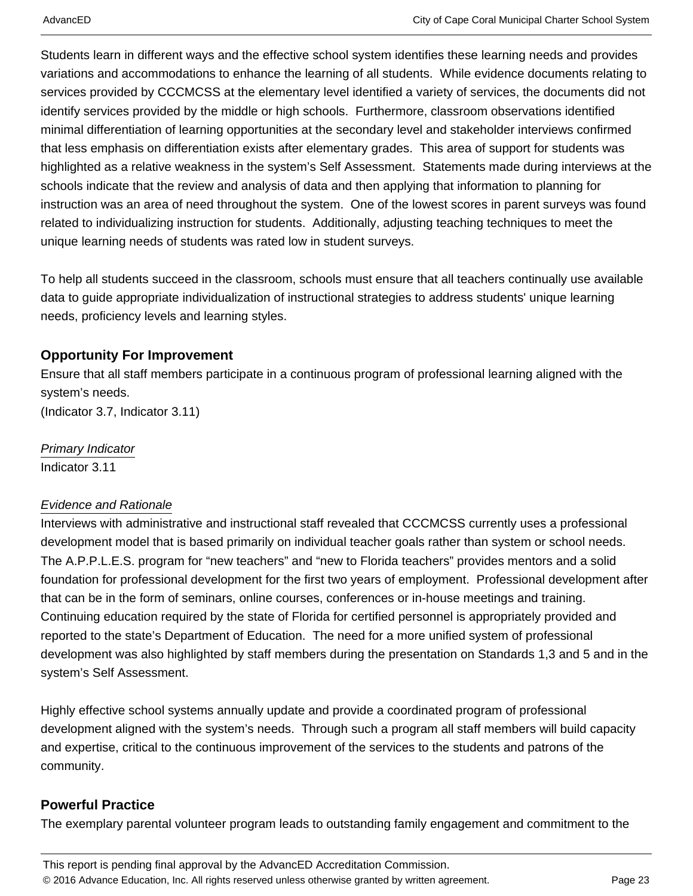Students learn in different ways and the effective school system identifies these learning needs and provides variations and accommodations to enhance the learning of all students.  While evidence documents relating to services provided by CCCMCSS at the elementary level identified a variety of services, the documents did not identify services provided by the middle or high schools.  Furthermore, classroom observations identified minimal differentiation of learning opportunities at the secondary level and stakeholder interviews confirmed that less emphasis on differentiation exists after elementary grades.  This area of support for students was highlighted as a relative weakness in the system's Self Assessment.  Statements made during interviews at the schools indicate that the review and analysis of data and then applying that information to planning for instruction was an area of need throughout the system.  One of the lowest scores in parent surveys was found related to individualizing instruction for students.  Additionally, adjusting teaching techniques to meet the unique learning needs of students was rated low in student surveys.

To help all students succeed in the classroom, schools must ensure that all teachers continually use available data to guide appropriate individualization of instructional strategies to address students' unique learning needs, proficiency levels and learning styles.

### Opportunity For Improvement

Ensure that all staff members participate in a continuous program of professional learning aligned with the system's needs.
(Indicator 3.7, Indicator 3.11)

*Primary Indicator*

Indicator 3.11

*Evidence and Rationale*

Interviews with administrative and instructional staff revealed that CCCMCSS currently uses a professional development model that is based primarily on individual teacher goals rather than system or school needs.  The A.P.P.L.E.S. program for "new teachers" and "new to Florida teachers" provides mentors and a solid foundation for professional development for the first two years of employment.  Professional development after that can be in the form of seminars, online courses, conferences or in-house meetings and training.  Continuing education required by the state of Florida for certified personnel is appropriately provided and reported to the state's Department of Education.  The need for a more unified system of professional development was also highlighted by staff members during the presentation on Standards 1,3 and 5 and in the system's Self Assessment.

Highly effective school systems annually update and provide a coordinated program of professional development aligned with the system's needs.  Through such a program all staff members will build capacity and expertise, critical to the continuous improvement of the services to the students and patrons of the community.

### Powerful Practice

The exemplary parental volunteer program leads to outstanding family engagement and commitment to the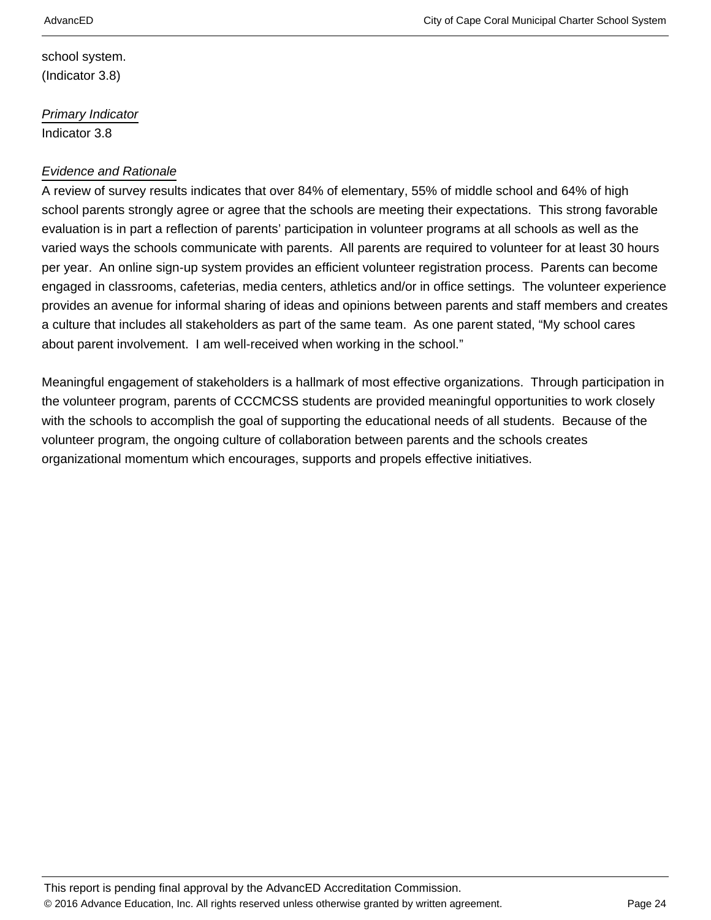school system.
(Indicator 3.8)

*Primary Indicator*
Indicator 3.8

*Evidence and Rationale*
A review of survey results indicates that over 84% of elementary, 55% of middle school and 64% of high school parents strongly agree or agree that the schools are meeting their expectations.  This strong favorable evaluation is in part a reflection of parents' participation in volunteer programs at all schools as well as the varied ways the schools communicate with parents.  All parents are required to volunteer for at least 30 hours per year.  An online sign-up system provides an efficient volunteer registration process.  Parents can become engaged in classrooms, cafeterias, media centers, athletics and/or in office settings.  The volunteer experience provides an avenue for informal sharing of ideas and opinions between parents and staff members and creates a culture that includes all stakeholders as part of the same team.  As one parent stated, "My school cares about parent involvement.  I am well-received when working in the school."

Meaningful engagement of stakeholders is a hallmark of most effective organizations.  Through participation in the volunteer program, parents of CCCMCSS students are provided meaningful opportunities to work closely with the schools to accomplish the goal of supporting the educational needs of all students.  Because of the volunteer program, the ongoing culture of collaboration between parents and the schools creates organizational momentum which encourages, supports and propels effective initiatives.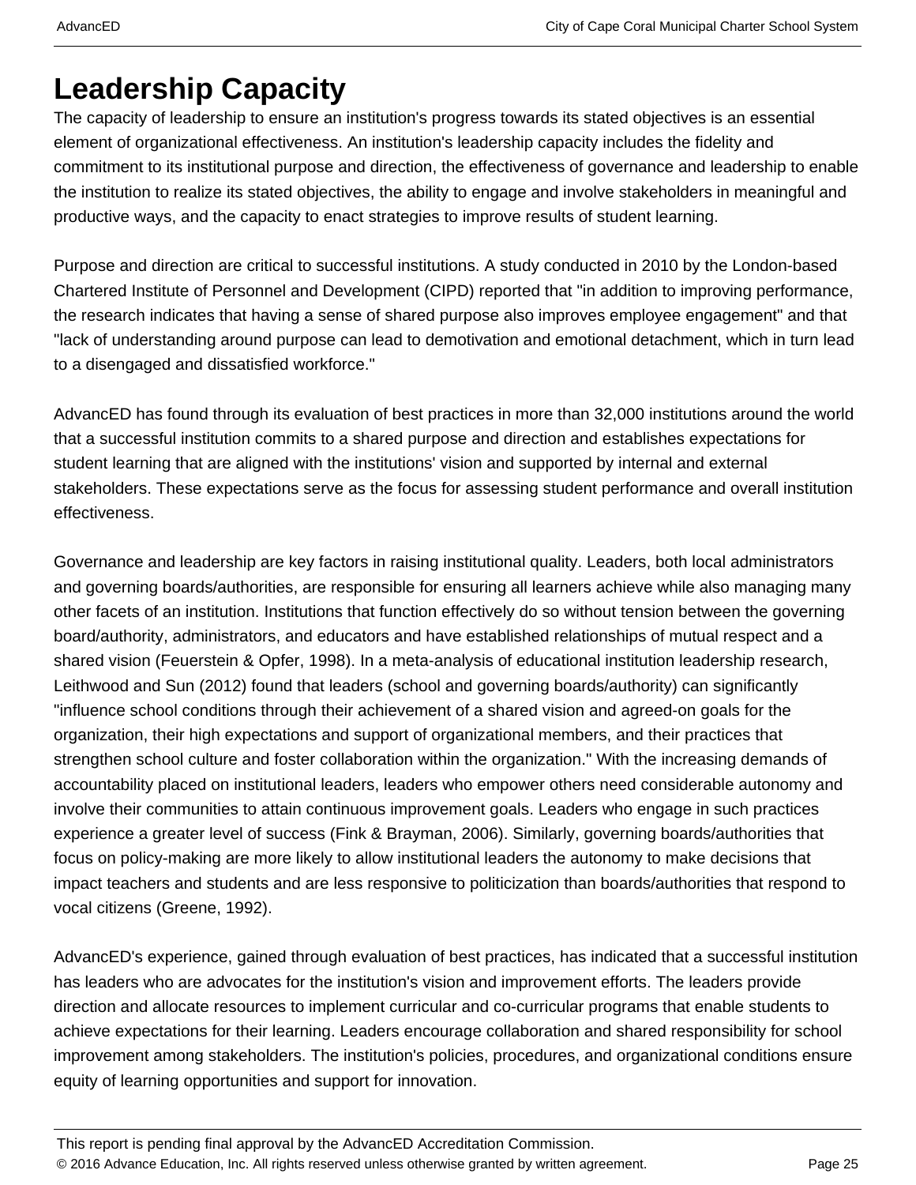# Leadership Capacity

The capacity of leadership to ensure an institution's progress towards its stated objectives is an essential element of organizational effectiveness. An institution's leadership capacity includes the fidelity and commitment to its institutional purpose and direction, the effectiveness of governance and leadership to enable the institution to realize its stated objectives, the ability to engage and involve stakeholders in meaningful and productive ways, and the capacity to enact strategies to improve results of student learning.

Purpose and direction are critical to successful institutions. A study conducted in 2010 by the London-based Chartered Institute of Personnel and Development (CIPD) reported that "in addition to improving performance, the research indicates that having a sense of shared purpose also improves employee engagement" and that "lack of understanding around purpose can lead to demotivation and emotional detachment, which in turn lead to a disengaged and dissatisfied workforce."

AdvancED has found through its evaluation of best practices in more than 32,000 institutions around the world that a successful institution commits to a shared purpose and direction and establishes expectations for student learning that are aligned with the institutions' vision and supported by internal and external stakeholders. These expectations serve as the focus for assessing student performance and overall institution effectiveness.

Governance and leadership are key factors in raising institutional quality. Leaders, both local administrators and governing boards/authorities, are responsible for ensuring all learners achieve while also managing many other facets of an institution. Institutions that function effectively do so without tension between the governing board/authority, administrators, and educators and have established relationships of mutual respect and a shared vision (Feuerstein & Opfer, 1998). In a meta-analysis of educational institution leadership research, Leithwood and Sun (2012) found that leaders (school and governing boards/authority) can significantly "influence school conditions through their achievement of a shared vision and agreed-on goals for the organization, their high expectations and support of organizational members, and their practices that strengthen school culture and foster collaboration within the organization." With the increasing demands of accountability placed on institutional leaders, leaders who empower others need considerable autonomy and involve their communities to attain continuous improvement goals. Leaders who engage in such practices experience a greater level of success (Fink & Brayman, 2006). Similarly, governing boards/authorities that focus on policy-making are more likely to allow institutional leaders the autonomy to make decisions that impact teachers and students and are less responsive to politicization than boards/authorities that respond to vocal citizens (Greene, 1992).

AdvancED's experience, gained through evaluation of best practices, has indicated that a successful institution has leaders who are advocates for the institution's vision and improvement efforts. The leaders provide direction and allocate resources to implement curricular and co-curricular programs that enable students to achieve expectations for their learning. Leaders encourage collaboration and shared responsibility for school improvement among stakeholders. The institution's policies, procedures, and organizational conditions ensure equity of learning opportunities and support for innovation.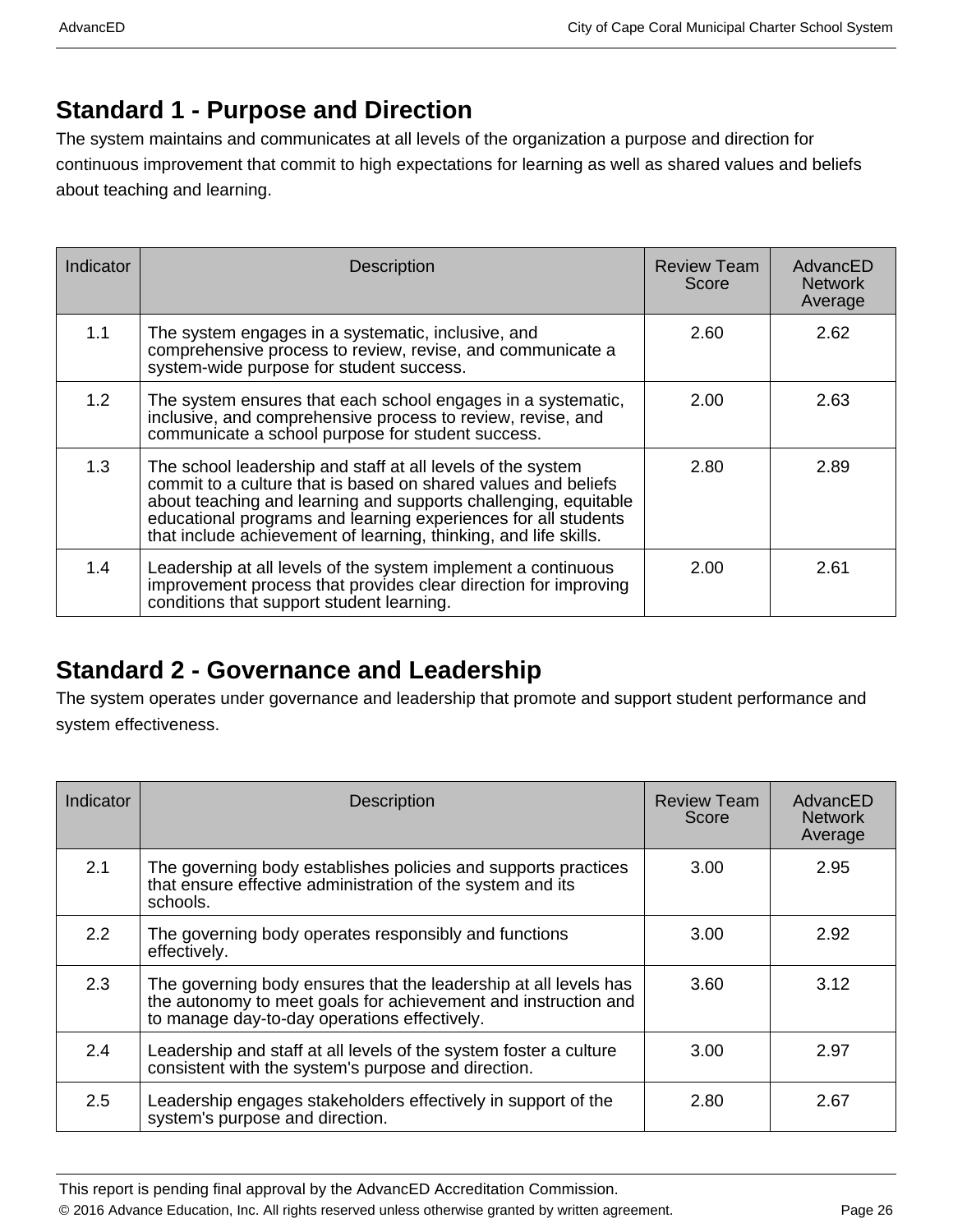## Standard 1 - Purpose and Direction

The system maintains and communicates at all levels of the organization a purpose and direction for continuous improvement that commit to high expectations for learning as well as shared values and beliefs about teaching and learning.

| Indicator | Description | Review Team Score | AdvancED Network Average |
|---|---|---|---|
| 1.1 | The system engages in a systematic, inclusive, and comprehensive process to review, revise, and communicate a system-wide purpose for student success. | 2.60 | 2.62 |
| 1.2 | The system ensures that each school engages in a systematic, inclusive, and comprehensive process to review, revise, and communicate a school purpose for student success. | 2.00 | 2.63 |
| 1.3 | The school leadership and staff at all levels of the system commit to a culture that is based on shared values and beliefs about teaching and learning and supports challenging, equitable educational programs and learning experiences for all students that include achievement of learning, thinking, and life skills. | 2.80 | 2.89 |
| 1.4 | Leadership at all levels of the system implement a continuous improvement process that provides clear direction for improving conditions that support student learning. | 2.00 | 2.61 |

## Standard 2 - Governance and Leadership

The system operates under governance and leadership that promote and support student performance and system effectiveness.

| Indicator | Description | Review Team Score | AdvancED Network Average |
|---|---|---|---|
| 2.1 | The governing body establishes policies and supports practices that ensure effective administration of the system and its schools. | 3.00 | 2.95 |
| 2.2 | The governing body operates responsibly and functions effectively. | 3.00 | 2.92 |
| 2.3 | The governing body ensures that the leadership at all levels has the autonomy to meet goals for achievement and instruction and to manage day-to-day operations effectively. | 3.60 | 3.12 |
| 2.4 | Leadership and staff at all levels of the system foster a culture consistent with the system's purpose and direction. | 3.00 | 2.97 |
| 2.5 | Leadership engages stakeholders effectively in support of the system's purpose and direction. | 2.80 | 2.67 |

This report is pending final approval by the AdvancED Accreditation Commission.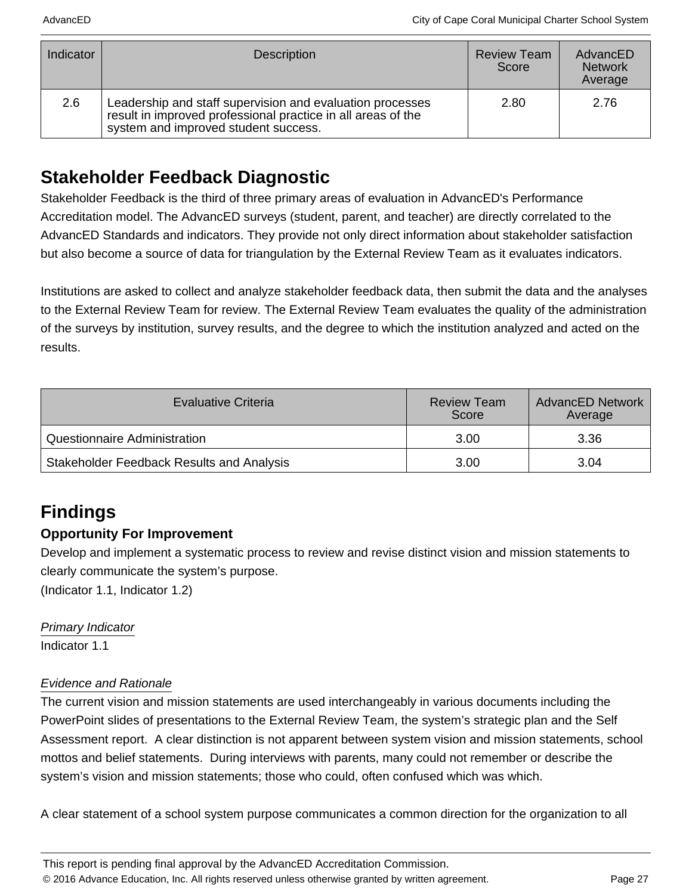| Indicator | Description | Review Team Score | AdvancED Network Average |
|---|---|---|---|
| 2.6 | Leadership and staff supervision and evaluation processes result in improved professional practice in all areas of the system and improved student success. | 2.80 | 2.76 |

## Stakeholder Feedback Diagnostic

Stakeholder Feedback is the third of three primary areas of evaluation in AdvancED's Performance Accreditation model. The AdvancED surveys (student, parent, and teacher) are directly correlated to the AdvancED Standards and indicators. They provide not only direct information about stakeholder satisfaction but also become a source of data for triangulation by the External Review Team as it evaluates indicators.

Institutions are asked to collect and analyze stakeholder feedback data, then submit the data and the analyses to the External Review Team for review. The External Review Team evaluates the quality of the administration of the surveys by institution, survey results, and the degree to which the institution analyzed and acted on the results.

| Evaluative Criteria | Review Team Score | AdvancED Network Average |
|---|---|---|
| Questionnaire Administration | 3.00 | 3.36 |
| Stakeholder Feedback Results and Analysis | 3.00 | 3.04 |

## Findings

### Opportunity For Improvement

Develop and implement a systematic process to review and revise distinct vision and mission statements to clearly communicate the system's purpose.
(Indicator 1.1, Indicator 1.2)

*Primary Indicator*
Indicator 1.1

*Evidence and Rationale*
The current vision and mission statements are used interchangeably in various documents including the PowerPoint slides of presentations to the External Review Team, the system's strategic plan and the Self Assessment report. A clear distinction is not apparent between system vision and mission statements, school mottos and belief statements. During interviews with parents, many could not remember or describe the system's vision and mission statements; those who could, often confused which was which.

A clear statement of a school system purpose communicates a common direction for the organization to all

This report is pending final approval by the AdvancED Accreditation Commission.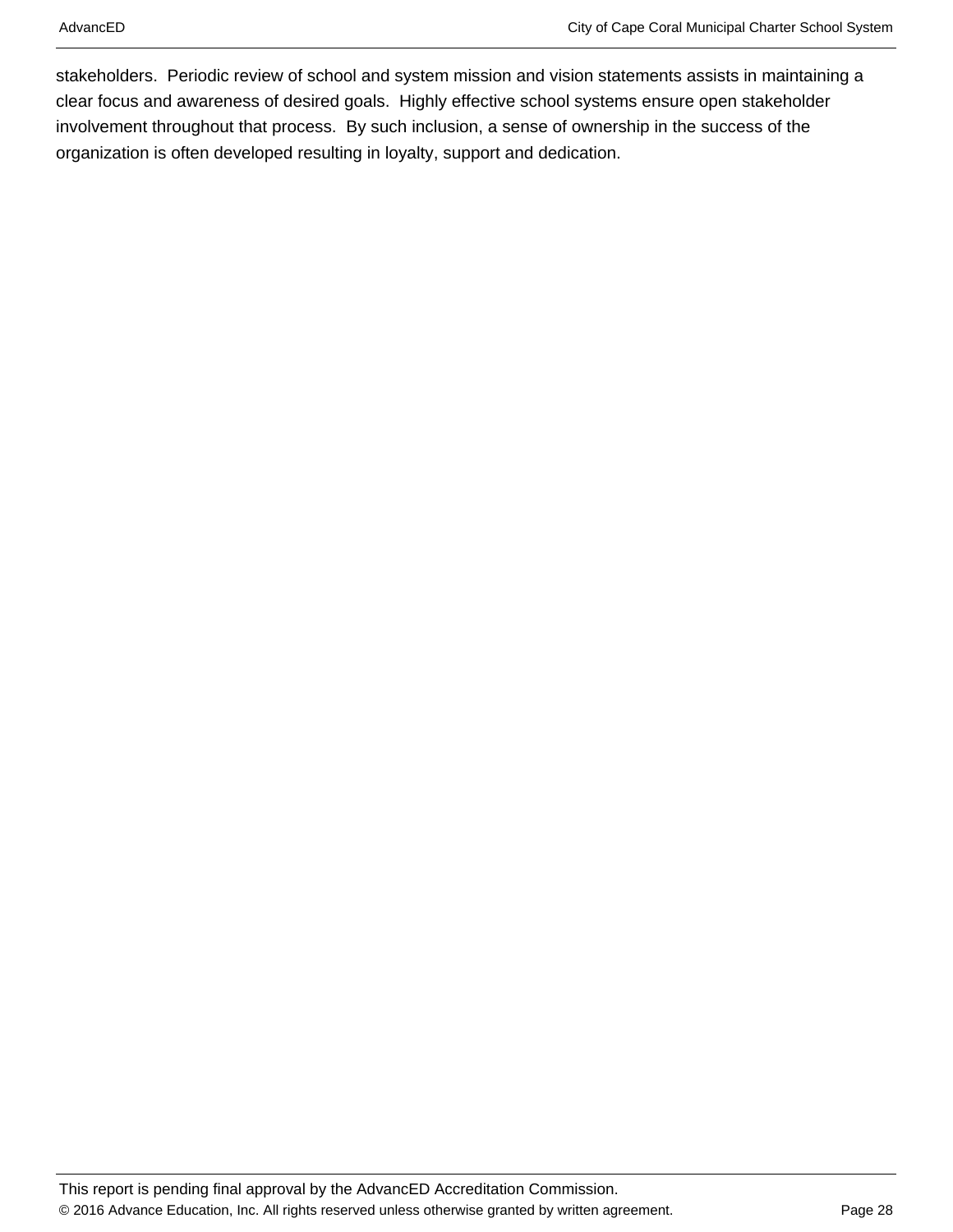stakeholders. Periodic review of school and system mission and vision statements assists in maintaining a clear focus and awareness of desired goals. Highly effective school systems ensure open stakeholder involvement throughout that process. By such inclusion, a sense of ownership in the success of the organization is often developed resulting in loyalty, support and dedication.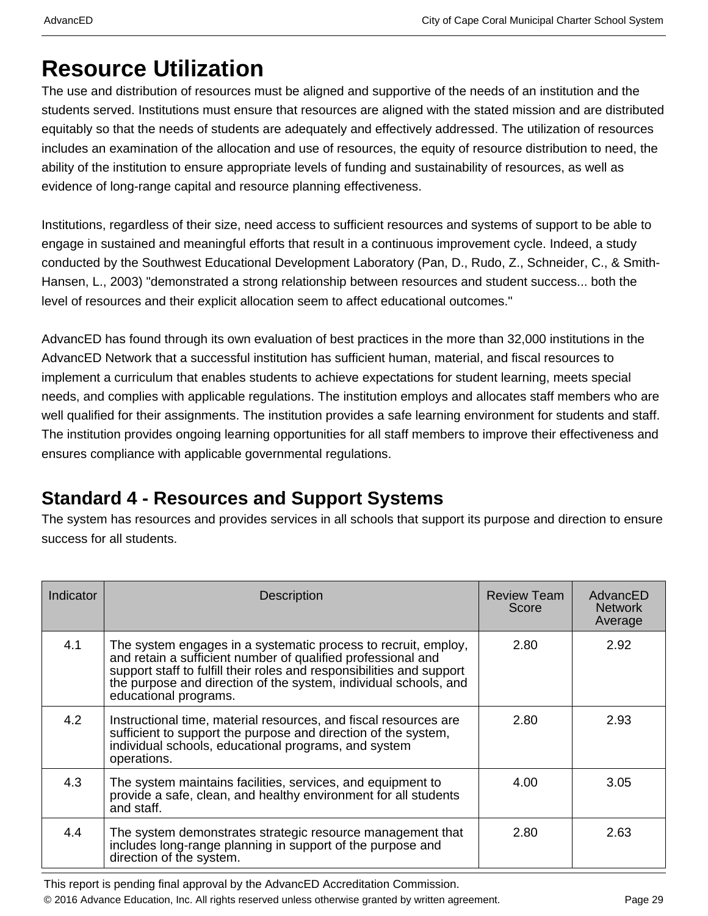# Resource Utilization

The use and distribution of resources must be aligned and supportive of the needs of an institution and the students served. Institutions must ensure that resources are aligned with the stated mission and are distributed equitably so that the needs of students are adequately and effectively addressed. The utilization of resources includes an examination of the allocation and use of resources, the equity of resource distribution to need, the ability of the institution to ensure appropriate levels of funding and sustainability of resources, as well as evidence of long-range capital and resource planning effectiveness.

Institutions, regardless of their size, need access to sufficient resources and systems of support to be able to engage in sustained and meaningful efforts that result in a continuous improvement cycle. Indeed, a study conducted by the Southwest Educational Development Laboratory (Pan, D., Rudo, Z., Schneider, C., & Smith-Hansen, L., 2003) "demonstrated a strong relationship between resources and student success... both the level of resources and their explicit allocation seem to affect educational outcomes."

AdvancED has found through its own evaluation of best practices in the more than 32,000 institutions in the AdvancED Network that a successful institution has sufficient human, material, and fiscal resources to implement a curriculum that enables students to achieve expectations for student learning, meets special needs, and complies with applicable regulations. The institution employs and allocates staff members who are well qualified for their assignments. The institution provides a safe learning environment for students and staff. The institution provides ongoing learning opportunities for all staff members to improve their effectiveness and ensures compliance with applicable governmental regulations.

## Standard 4 - Resources and Support Systems

The system has resources and provides services in all schools that support its purpose and direction to ensure success for all students.

| Indicator | Description | Review Team Score | AdvancED Network Average |
|---|---|---|---|
| 4.1 | The system engages in a systematic process to recruit, employ, and retain a sufficient number of qualified professional and support staff to fulfill their roles and responsibilities and support the purpose and direction of the system, individual schools, and educational programs. | 2.80 | 2.92 |
| 4.2 | Instructional time, material resources, and fiscal resources are sufficient to support the purpose and direction of the system, individual schools, educational programs, and system operations. | 2.80 | 2.93 |
| 4.3 | The system maintains facilities, services, and equipment to provide a safe, clean, and healthy environment for all students and staff. | 4.00 | 3.05 |
| 4.4 | The system demonstrates strategic resource management that includes long-range planning in support of the purpose and direction of the system. | 2.80 | 2.63 |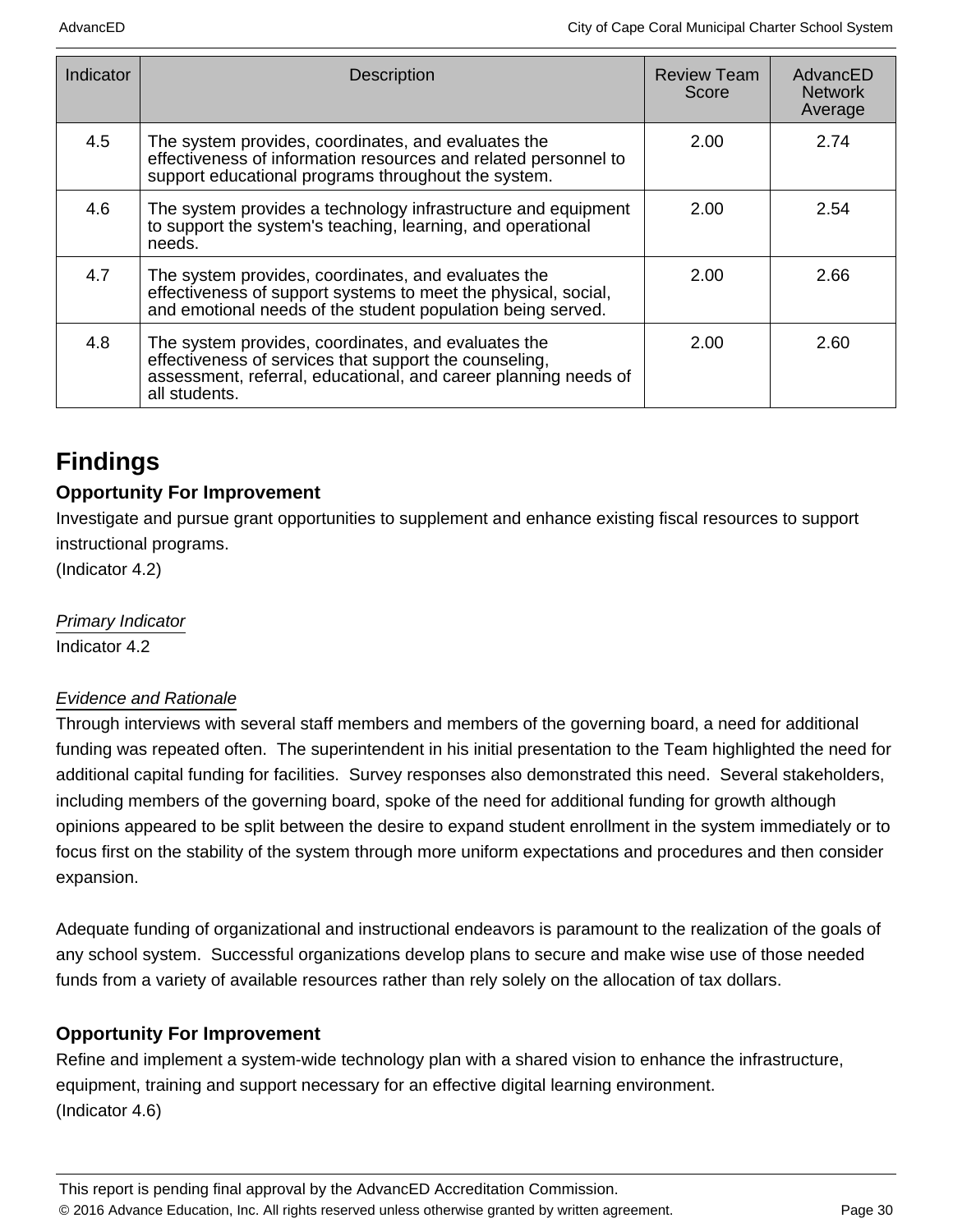| Indicator | Description | Review Team Score | AdvancED Network Average |
|---|---|---|---|
| 4.5 | The system provides, coordinates, and evaluates the effectiveness of information resources and related personnel to support educational programs throughout the system. | 2.00 | 2.74 |
| 4.6 | The system provides a technology infrastructure and equipment to support the system's teaching, learning, and operational needs. | 2.00 | 2.54 |
| 4.7 | The system provides, coordinates, and evaluates the effectiveness of support systems to meet the physical, social, and emotional needs of the student population being served. | 2.00 | 2.66 |
| 4.8 | The system provides, coordinates, and evaluates the effectiveness of services that support the counseling, assessment, referral, educational, and career planning needs of all students. | 2.00 | 2.60 |

## Findings

### Opportunity For Improvement

Investigate and pursue grant opportunities to supplement and enhance existing fiscal resources to support instructional programs.
(Indicator 4.2)

*Primary Indicator*
Indicator 4.2

*Evidence and Rationale*
Through interviews with several staff members and members of the governing board, a need for additional funding was repeated often. The superintendent in his initial presentation to the Team highlighted the need for additional capital funding for facilities. Survey responses also demonstrated this need. Several stakeholders, including members of the governing board, spoke of the need for additional funding for growth although opinions appeared to be split between the desire to expand student enrollment in the system immediately or to focus first on the stability of the system through more uniform expectations and procedures and then consider expansion.

Adequate funding of organizational and instructional endeavors is paramount to the realization of the goals of any school system. Successful organizations develop plans to secure and make wise use of those needed funds from a variety of available resources rather than rely solely on the allocation of tax dollars.

### Opportunity For Improvement

Refine and implement a system-wide technology plan with a shared vision to enhance the infrastructure, equipment, training and support necessary for an effective digital learning environment.
(Indicator 4.6)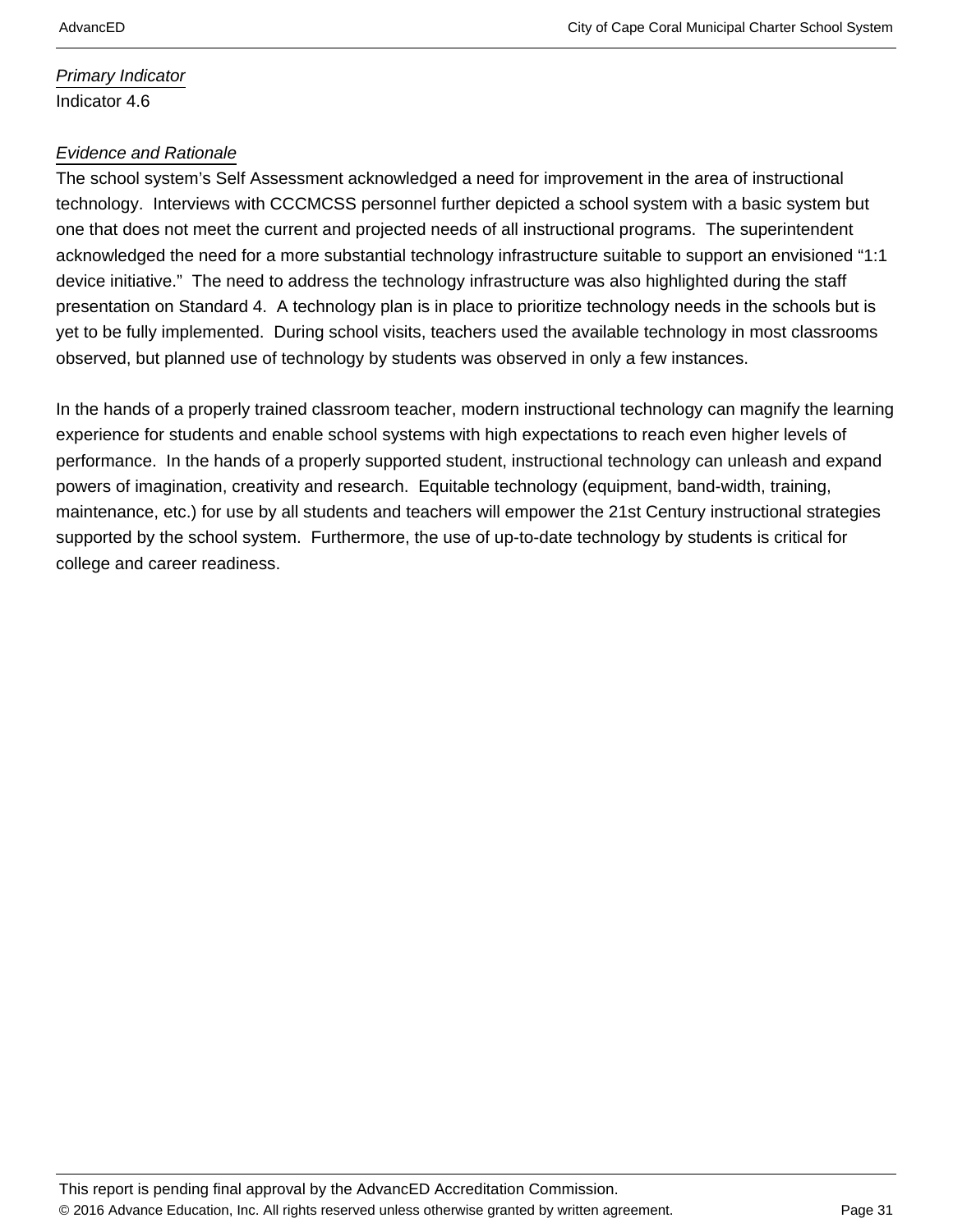*Primary Indicator*

Indicator 4.6

*Evidence and Rationale*

The school system's Self Assessment acknowledged a need for improvement in the area of instructional technology. Interviews with CCCMCSS personnel further depicted a school system with a basic system but one that does not meet the current and projected needs of all instructional programs. The superintendent acknowledged the need for a more substantial technology infrastructure suitable to support an envisioned "1:1 device initiative." The need to address the technology infrastructure was also highlighted during the staff presentation on Standard 4. A technology plan is in place to prioritize technology needs in the schools but is yet to be fully implemented. During school visits, teachers used the available technology in most classrooms observed, but planned use of technology by students was observed in only a few instances.

In the hands of a properly trained classroom teacher, modern instructional technology can magnify the learning experience for students and enable school systems with high expectations to reach even higher levels of performance. In the hands of a properly supported student, instructional technology can unleash and expand powers of imagination, creativity and research. Equitable technology (equipment, band-width, training, maintenance, etc.) for use by all students and teachers will empower the 21st Century instructional strategies supported by the school system. Furthermore, the use of up-to-date technology by students is critical for college and career readiness.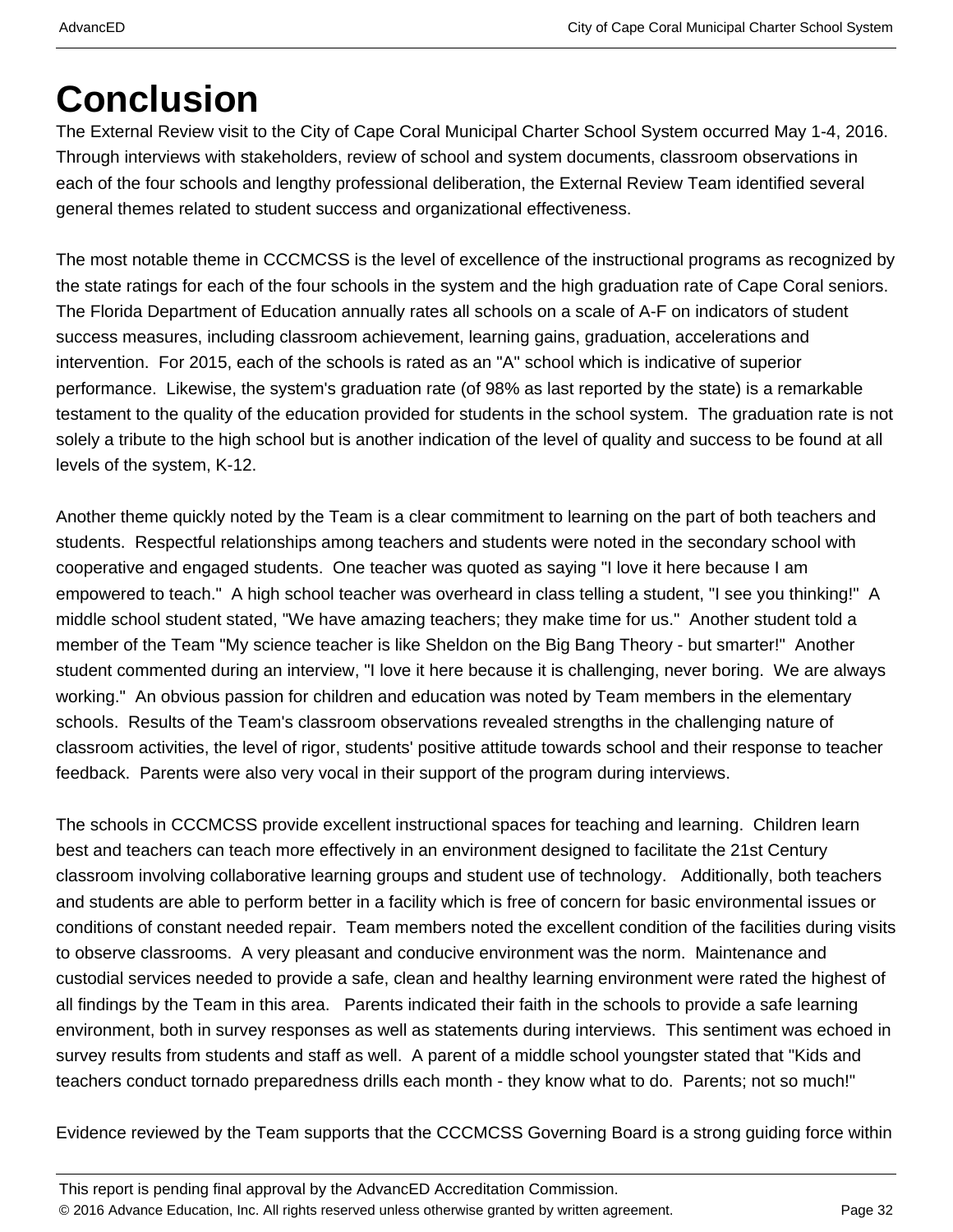# Conclusion

The External Review visit to the City of Cape Coral Municipal Charter School System occurred May 1-4, 2016. Through interviews with stakeholders, review of school and system documents, classroom observations in each of the four schools and lengthy professional deliberation, the External Review Team identified several general themes related to student success and organizational effectiveness.

The most notable theme in CCCMCSS is the level of excellence of the instructional programs as recognized by the state ratings for each of the four schools in the system and the high graduation rate of Cape Coral seniors. The Florida Department of Education annually rates all schools on a scale of A-F on indicators of student success measures, including classroom achievement, learning gains, graduation, accelerations and intervention. For 2015, each of the schools is rated as an "A" school which is indicative of superior performance. Likewise, the system's graduation rate (of 98% as last reported by the state) is a remarkable testament to the quality of the education provided for students in the school system. The graduation rate is not solely a tribute to the high school but is another indication of the level of quality and success to be found at all levels of the system, K-12.

Another theme quickly noted by the Team is a clear commitment to learning on the part of both teachers and students. Respectful relationships among teachers and students were noted in the secondary school with cooperative and engaged students. One teacher was quoted as saying "I love it here because I am empowered to teach." A high school teacher was overheard in class telling a student, "I see you thinking!" A middle school student stated, "We have amazing teachers; they make time for us." Another student told a member of the Team "My science teacher is like Sheldon on the Big Bang Theory - but smarter!" Another student commented during an interview, "I love it here because it is challenging, never boring. We are always working." An obvious passion for children and education was noted by Team members in the elementary schools. Results of the Team's classroom observations revealed strengths in the challenging nature of classroom activities, the level of rigor, students' positive attitude towards school and their response to teacher feedback. Parents were also very vocal in their support of the program during interviews.

The schools in CCCMCSS provide excellent instructional spaces for teaching and learning. Children learn best and teachers can teach more effectively in an environment designed to facilitate the 21st Century classroom involving collaborative learning groups and student use of technology. Additionally, both teachers and students are able to perform better in a facility which is free of concern for basic environmental issues or conditions of constant needed repair. Team members noted the excellent condition of the facilities during visits to observe classrooms. A very pleasant and conducive environment was the norm. Maintenance and custodial services needed to provide a safe, clean and healthy learning environment were rated the highest of all findings by the Team in this area. Parents indicated their faith in the schools to provide a safe learning environment, both in survey responses as well as statements during interviews. This sentiment was echoed in survey results from students and staff as well. A parent of a middle school youngster stated that "Kids and teachers conduct tornado preparedness drills each month - they know what to do. Parents; not so much!"

Evidence reviewed by the Team supports that the CCCMCSS Governing Board is a strong guiding force within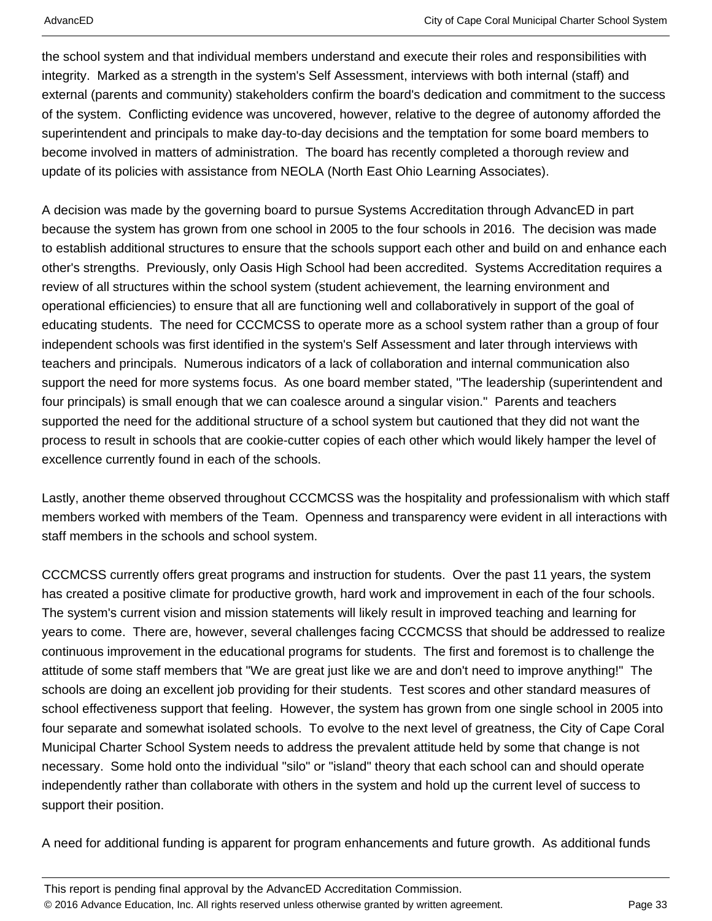the school system and that individual members understand and execute their roles and responsibilities with integrity. Marked as a strength in the system's Self Assessment, interviews with both internal (staff) and external (parents and community) stakeholders confirm the board's dedication and commitment to the success of the system. Conflicting evidence was uncovered, however, relative to the degree of autonomy afforded the superintendent and principals to make day-to-day decisions and the temptation for some board members to become involved in matters of administration. The board has recently completed a thorough review and update of its policies with assistance from NEOLA (North East Ohio Learning Associates).

A decision was made by the governing board to pursue Systems Accreditation through AdvancED in part because the system has grown from one school in 2005 to the four schools in 2016. The decision was made to establish additional structures to ensure that the schools support each other and build on and enhance each other's strengths. Previously, only Oasis High School had been accredited. Systems Accreditation requires a review of all structures within the school system (student achievement, the learning environment and operational efficiencies) to ensure that all are functioning well and collaboratively in support of the goal of educating students. The need for CCCMCSS to operate more as a school system rather than a group of four independent schools was first identified in the system's Self Assessment and later through interviews with teachers and principals. Numerous indicators of a lack of collaboration and internal communication also support the need for more systems focus. As one board member stated, "The leadership (superintendent and four principals) is small enough that we can coalesce around a singular vision." Parents and teachers supported the need for the additional structure of a school system but cautioned that they did not want the process to result in schools that are cookie-cutter copies of each other which would likely hamper the level of excellence currently found in each of the schools.

Lastly, another theme observed throughout CCCMCSS was the hospitality and professionalism with which staff members worked with members of the Team. Openness and transparency were evident in all interactions with staff members in the schools and school system.

CCCMCSS currently offers great programs and instruction for students. Over the past 11 years, the system has created a positive climate for productive growth, hard work and improvement in each of the four schools. The system's current vision and mission statements will likely result in improved teaching and learning for years to come. There are, however, several challenges facing CCCMCSS that should be addressed to realize continuous improvement in the educational programs for students. The first and foremost is to challenge the attitude of some staff members that "We are great just like we are and don't need to improve anything!" The schools are doing an excellent job providing for their students. Test scores and other standard measures of school effectiveness support that feeling. However, the system has grown from one single school in 2005 into four separate and somewhat isolated schools. To evolve to the next level of greatness, the City of Cape Coral Municipal Charter School System needs to address the prevalent attitude held by some that change is not necessary. Some hold onto the individual "silo" or "island" theory that each school can and should operate independently rather than collaborate with others in the system and hold up the current level of success to support their position.

A need for additional funding is apparent for program enhancements and future growth. As additional funds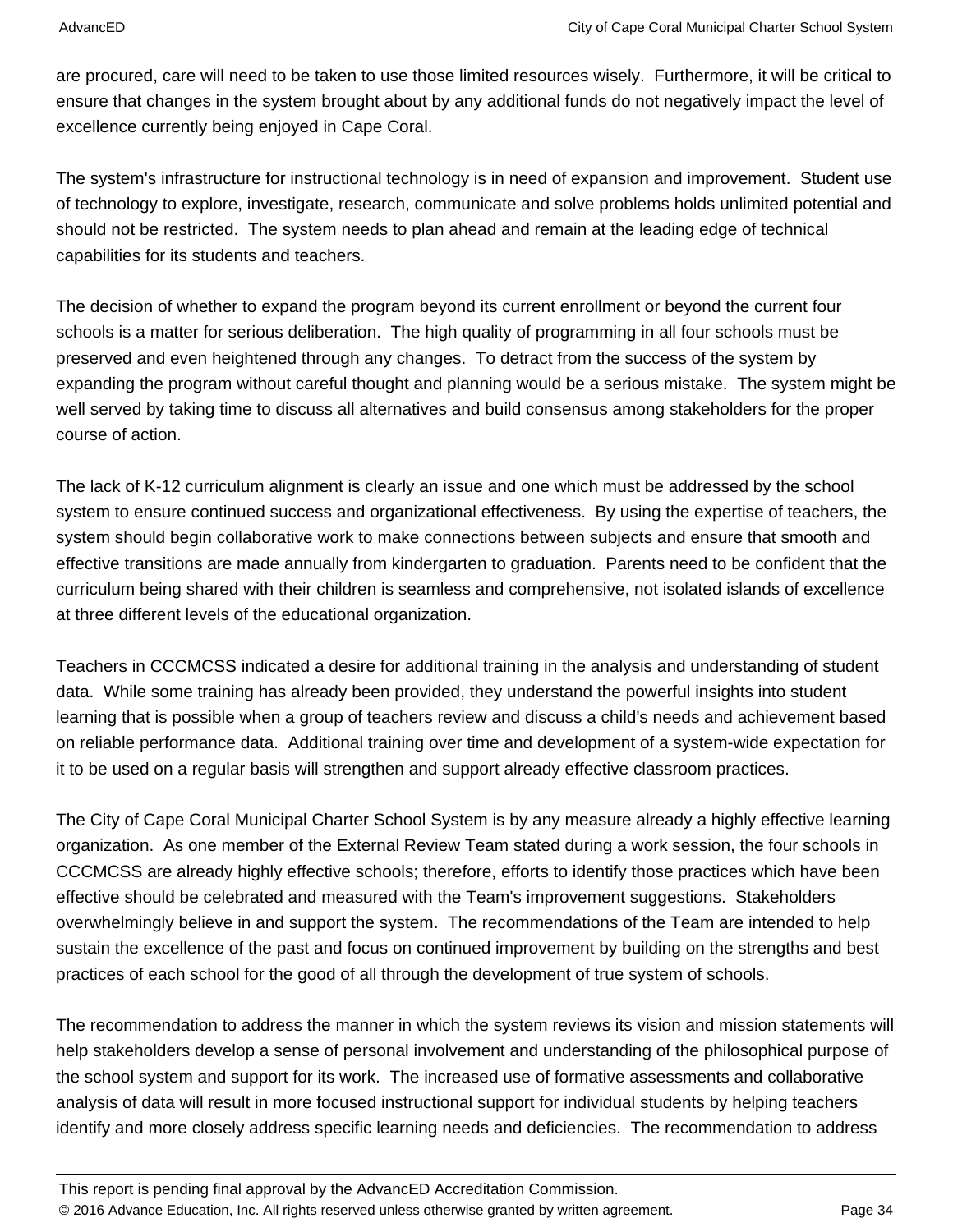are procured, care will need to be taken to use those limited resources wisely. Furthermore, it will be critical to ensure that changes in the system brought about by any additional funds do not negatively impact the level of excellence currently being enjoyed in Cape Coral.

The system's infrastructure for instructional technology is in need of expansion and improvement. Student use of technology to explore, investigate, research, communicate and solve problems holds unlimited potential and should not be restricted. The system needs to plan ahead and remain at the leading edge of technical capabilities for its students and teachers.

The decision of whether to expand the program beyond its current enrollment or beyond the current four schools is a matter for serious deliberation. The high quality of programming in all four schools must be preserved and even heightened through any changes. To detract from the success of the system by expanding the program without careful thought and planning would be a serious mistake. The system might be well served by taking time to discuss all alternatives and build consensus among stakeholders for the proper course of action.

The lack of K-12 curriculum alignment is clearly an issue and one which must be addressed by the school system to ensure continued success and organizational effectiveness. By using the expertise of teachers, the system should begin collaborative work to make connections between subjects and ensure that smooth and effective transitions are made annually from kindergarten to graduation. Parents need to be confident that the curriculum being shared with their children is seamless and comprehensive, not isolated islands of excellence at three different levels of the educational organization.

Teachers in CCCMCSS indicated a desire for additional training in the analysis and understanding of student data. While some training has already been provided, they understand the powerful insights into student learning that is possible when a group of teachers review and discuss a child's needs and achievement based on reliable performance data. Additional training over time and development of a system-wide expectation for it to be used on a regular basis will strengthen and support already effective classroom practices.

The City of Cape Coral Municipal Charter School System is by any measure already a highly effective learning organization. As one member of the External Review Team stated during a work session, the four schools in CCCMCSS are already highly effective schools; therefore, efforts to identify those practices which have been effective should be celebrated and measured with the Team's improvement suggestions. Stakeholders overwhelmingly believe in and support the system. The recommendations of the Team are intended to help sustain the excellence of the past and focus on continued improvement by building on the strengths and best practices of each school for the good of all through the development of true system of schools.

The recommendation to address the manner in which the system reviews its vision and mission statements will help stakeholders develop a sense of personal involvement and understanding of the philosophical purpose of the school system and support for its work. The increased use of formative assessments and collaborative analysis of data will result in more focused instructional support for individual students by helping teachers identify and more closely address specific learning needs and deficiencies. The recommendation to address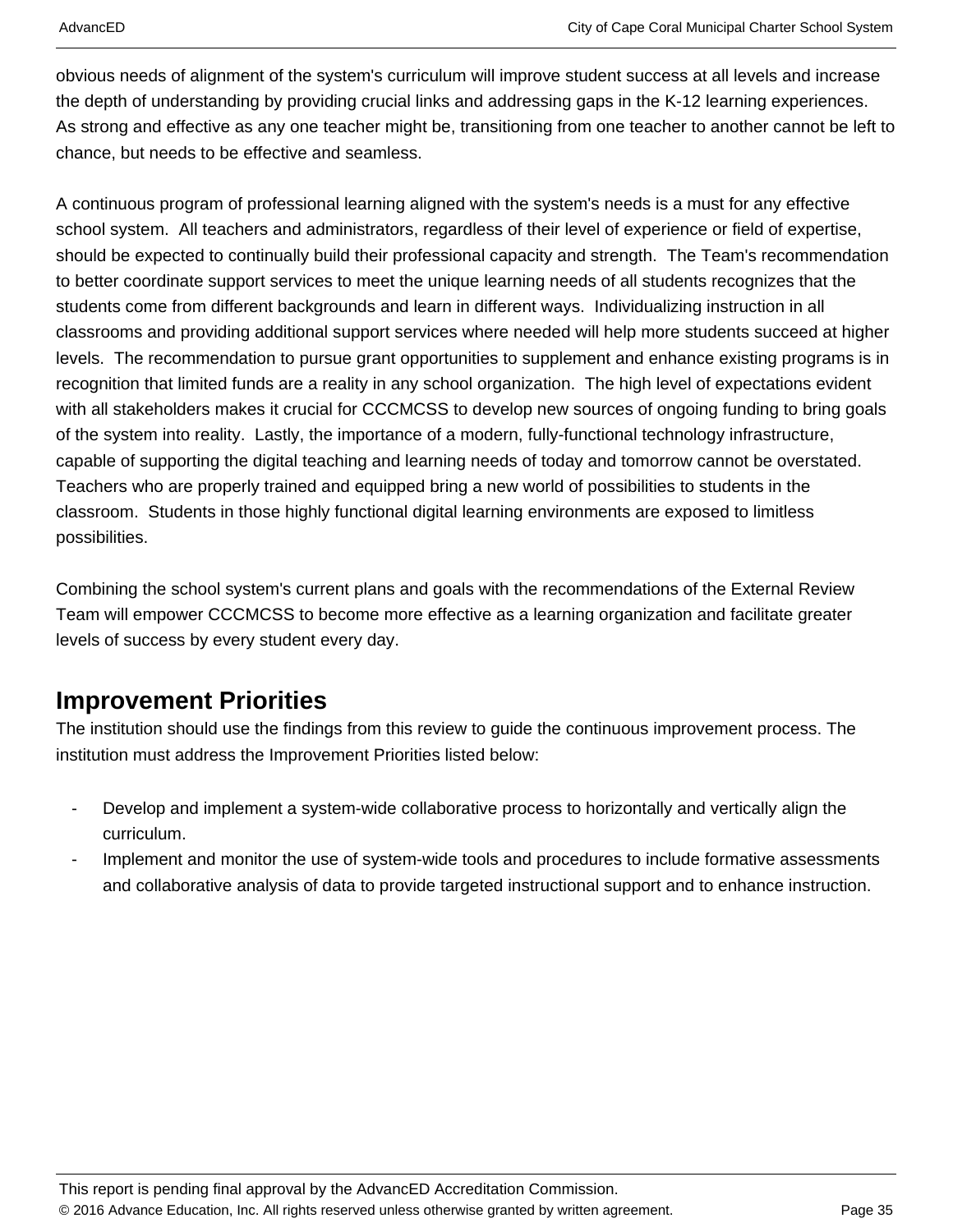obvious needs of alignment of the system's curriculum will improve student success at all levels and increase the depth of understanding by providing crucial links and addressing gaps in the K-12 learning experiences. As strong and effective as any one teacher might be, transitioning from one teacher to another cannot be left to chance, but needs to be effective and seamless.

A continuous program of professional learning aligned with the system's needs is a must for any effective school system. All teachers and administrators, regardless of their level of experience or field of expertise, should be expected to continually build their professional capacity and strength. The Team's recommendation to better coordinate support services to meet the unique learning needs of all students recognizes that the students come from different backgrounds and learn in different ways. Individualizing instruction in all classrooms and providing additional support services where needed will help more students succeed at higher levels. The recommendation to pursue grant opportunities to supplement and enhance existing programs is in recognition that limited funds are a reality in any school organization. The high level of expectations evident with all stakeholders makes it crucial for CCCMCSS to develop new sources of ongoing funding to bring goals of the system into reality. Lastly, the importance of a modern, fully-functional technology infrastructure, capable of supporting the digital teaching and learning needs of today and tomorrow cannot be overstated. Teachers who are properly trained and equipped bring a new world of possibilities to students in the classroom. Students in those highly functional digital learning environments are exposed to limitless possibilities.

Combining the school system's current plans and goals with the recommendations of the External Review Team will empower CCCMCSS to become more effective as a learning organization and facilitate greater levels of success by every student every day.

## Improvement Priorities

The institution should use the findings from this review to guide the continuous improvement process. The institution must address the Improvement Priorities listed below:

- Develop and implement a system-wide collaborative process to horizontally and vertically align the curriculum.
- Implement and monitor the use of system-wide tools and procedures to include formative assessments and collaborative analysis of data to provide targeted instructional support and to enhance instruction.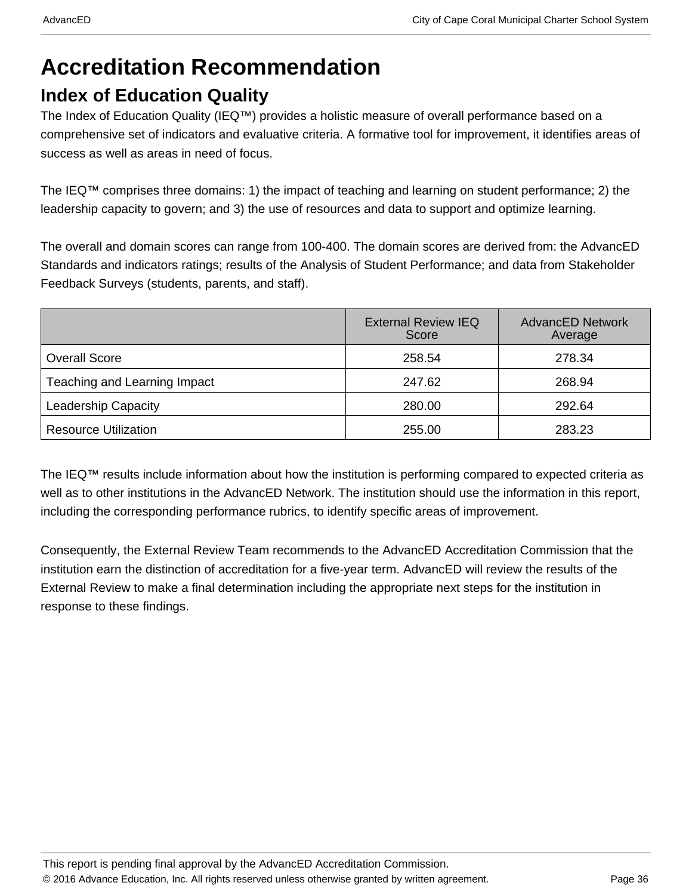# Accreditation Recommendation

## Index of Education Quality

The Index of Education Quality (IEQ™) provides a holistic measure of overall performance based on a comprehensive set of indicators and evaluative criteria. A formative tool for improvement, it identifies areas of success as well as areas in need of focus.

The IEQ™ comprises three domains: 1) the impact of teaching and learning on student performance; 2) the leadership capacity to govern; and 3) the use of resources and data to support and optimize learning.

The overall and domain scores can range from 100-400. The domain scores are derived from: the AdvancED Standards and indicators ratings; results of the Analysis of Student Performance; and data from Stakeholder Feedback Surveys (students, parents, and staff).

| | External Review IEQ Score | AdvancED Network Average |
|---|---|---|
| Overall Score | 258.54 | 278.34 |
| Teaching and Learning Impact | 247.62 | 268.94 |
| Leadership Capacity | 280.00 | 292.64 |
| Resource Utilization | 255.00 | 283.23 |

The IEQ™ results include information about how the institution is performing compared to expected criteria as well as to other institutions in the AdvancED Network. The institution should use the information in this report, including the corresponding performance rubrics, to identify specific areas of improvement.

Consequently, the External Review Team recommends to the AdvancED Accreditation Commission that the institution earn the distinction of accreditation for a five-year term. AdvancED will review the results of the External Review to make a final determination including the appropriate next steps for the institution in response to these findings.

This report is pending final approval by the AdvancED Accreditation Commission.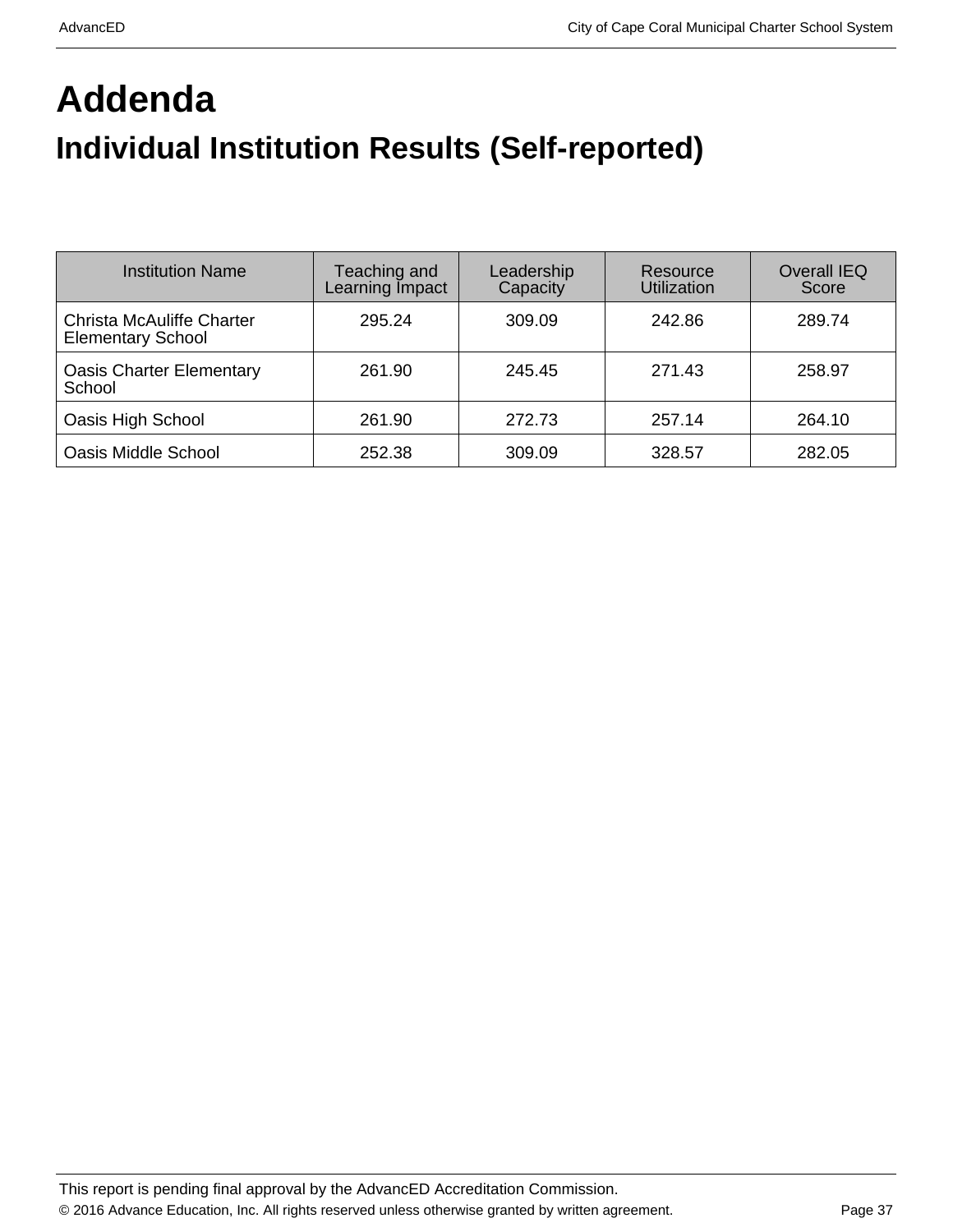# Addenda

## Individual Institution Results (Self-reported)

| Institution Name | Teaching and Learning Impact | Leadership Capacity | Resource Utilization | Overall IEQ Score |
|---|---|---|---|---|
| Christa McAuliffe Charter Elementary School | 295.24 | 309.09 | 242.86 | 289.74 |
| Oasis Charter Elementary School | 261.90 | 245.45 | 271.43 | 258.97 |
| Oasis High School | 261.90 | 272.73 | 257.14 | 264.10 |
| Oasis Middle School | 252.38 | 309.09 | 328.57 | 282.05 |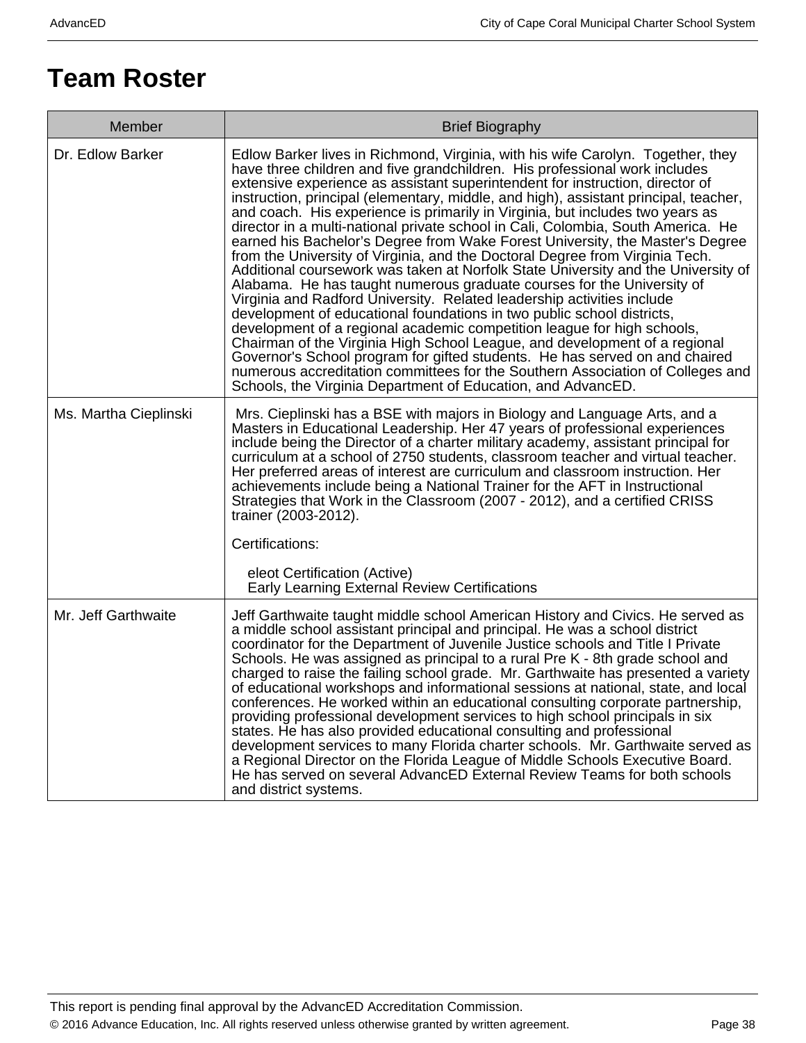# Team Roster

| Member | Brief Biography |
|---|---|
| Dr. Edlow Barker | Edlow Barker lives in Richmond, Virginia, with his wife Carolyn. Together, they have three children and five grandchildren. His professional work includes extensive experience as assistant superintendent for instruction, director of instruction, principal (elementary, middle, and high), assistant principal, teacher, and coach. His experience is primarily in Virginia, but includes two years as director in a multi-national private school in Cali, Colombia, South America. He earned his Bachelor’s Degree from Wake Forest University, the Master's Degree from the University of Virginia, and the Doctoral Degree from Virginia Tech. Additional coursework was taken at Norfolk State University and the University of Alabama. He has taught numerous graduate courses for the University of Virginia and Radford University. Related leadership activities include development of educational foundations in two public school districts, development of a regional academic competition league for high schools, Chairman of the Virginia High School League, and development of a regional Governor's School program for gifted students. He has served on and chaired numerous accreditation committees for the Southern Association of Colleges and Schools, the Virginia Department of Education, and AdvancED. |
| Ms. Martha Cieplinski | Mrs. Cieplinski has a BSE with majors in Biology and Language Arts, and a Masters in Educational Leadership. Her 47 years of professional experiences include being the Director of a charter military academy, assistant principal for curriculum at a school of 2750 students, classroom teacher and virtual teacher. Her preferred areas of interest are curriculum and classroom instruction. Her achievements include being a National Trainer for the AFT in Instructional Strategies that Work in the Classroom (2007 - 2012), and a certified CRISS trainer (2003-2012).<br><br>Certifications:<br><br>eleot Certification (Active)<br>Early Learning External Review Certifications |
| Mr. Jeff Garthwaite | Jeff Garthwaite taught middle school American History and Civics. He served as a middle school assistant principal and principal. He was a school district coordinator for the Department of Juvenile Justice schools and Title I Private Schools. He was assigned as principal to a rural Pre K - 8th grade school and charged to raise the failing school grade. Mr. Garthwaite has presented a variety of educational workshops and informational sessions at national, state, and local conferences. He worked within an educational consulting corporate partnership, providing professional development services to high school principals in six states. He has also provided educational consulting and professional development services to many Florida charter schools. Mr. Garthwaite served as a Regional Director on the Florida League of Middle Schools Executive Board. He has served on several AdvancED External Review Teams for both schools and district systems. |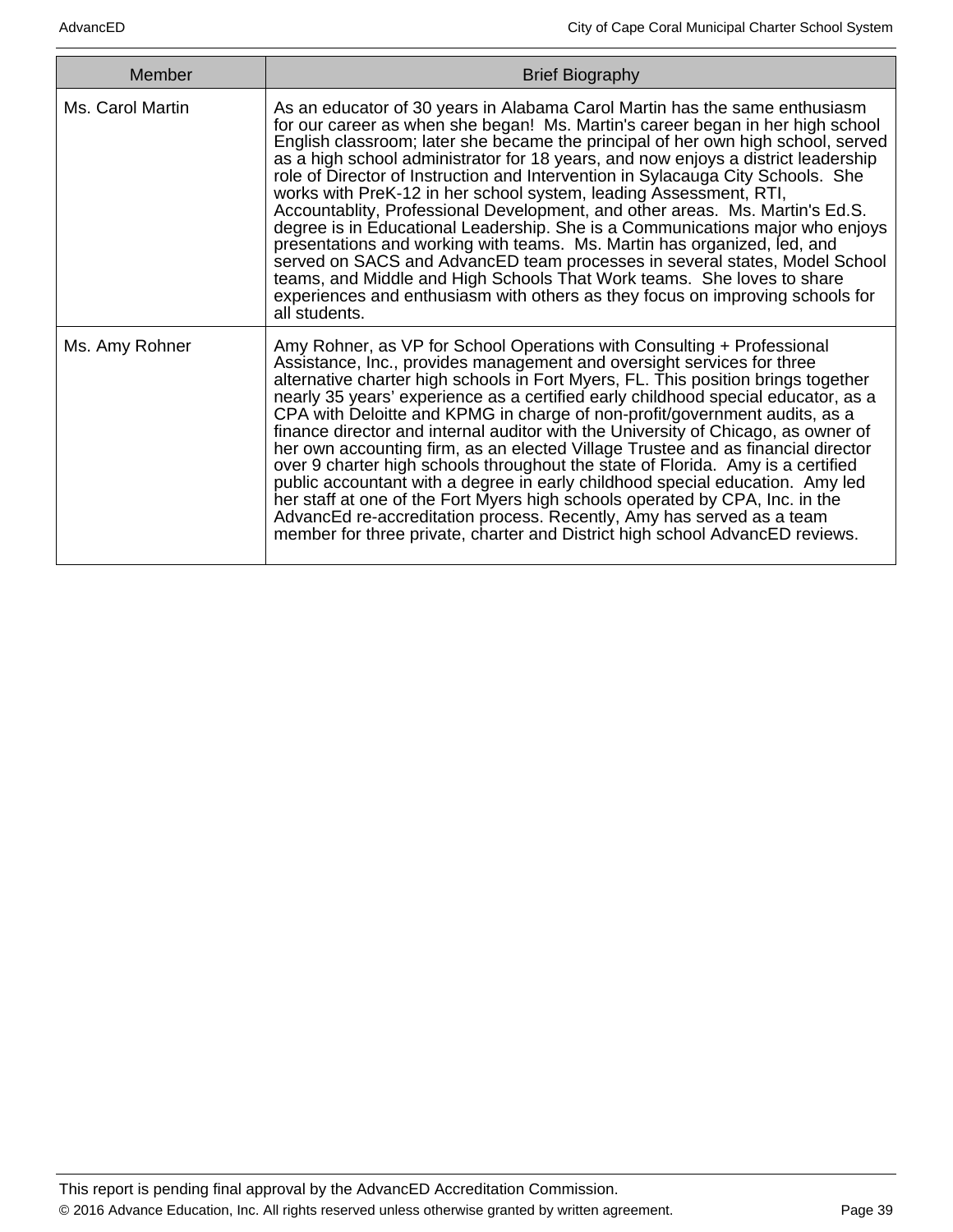| Member | Brief Biography |
|---|---|
| Ms. Carol Martin | As an educator of 30 years in Alabama Carol Martin has the same enthusiasm for our career as when she began! Ms. Martin's career began in her high school English classroom; later she became the principal of her own high school, served as a high school administrator for 18 years, and now enjoys a district leadership role of Director of Instruction and Intervention in Sylacauga City Schools. She works with PreK-12 in her school system, leading Assessment, RTI, Accountablity, Professional Development, and other areas. Ms. Martin's Ed.S. degree is in Educational Leadership. She is a Communications major who enjoys presentations and working with teams. Ms. Martin has organized, led, and served on SACS and AdvancED team processes in several states, Model School teams, and Middle and High Schools That Work teams. She loves to share experiences and enthusiasm with others as they focus on improving schools for all students. |
| Ms. Amy Rohner | Amy Rohner, as VP for School Operations with Consulting + Professional Assistance, Inc., provides management and oversight services for three alternative charter high schools in Fort Myers, FL. This position brings together nearly 35 years' experience as a certified early childhood special educator, as a CPA with Deloitte and KPMG in charge of non-profit/government audits, as a finance director and internal auditor with the University of Chicago, as owner of her own accounting firm, as an elected Village Trustee and as financial director over 9 charter high schools throughout the state of Florida. Amy is a certified public accountant with a degree in early childhood special education. Amy led her staff at one of the Fort Myers high schools operated by CPA, Inc. in the AdvancEd re-accreditation process. Recently, Amy has served as a team member for three private, charter and District high school AdvancED reviews. |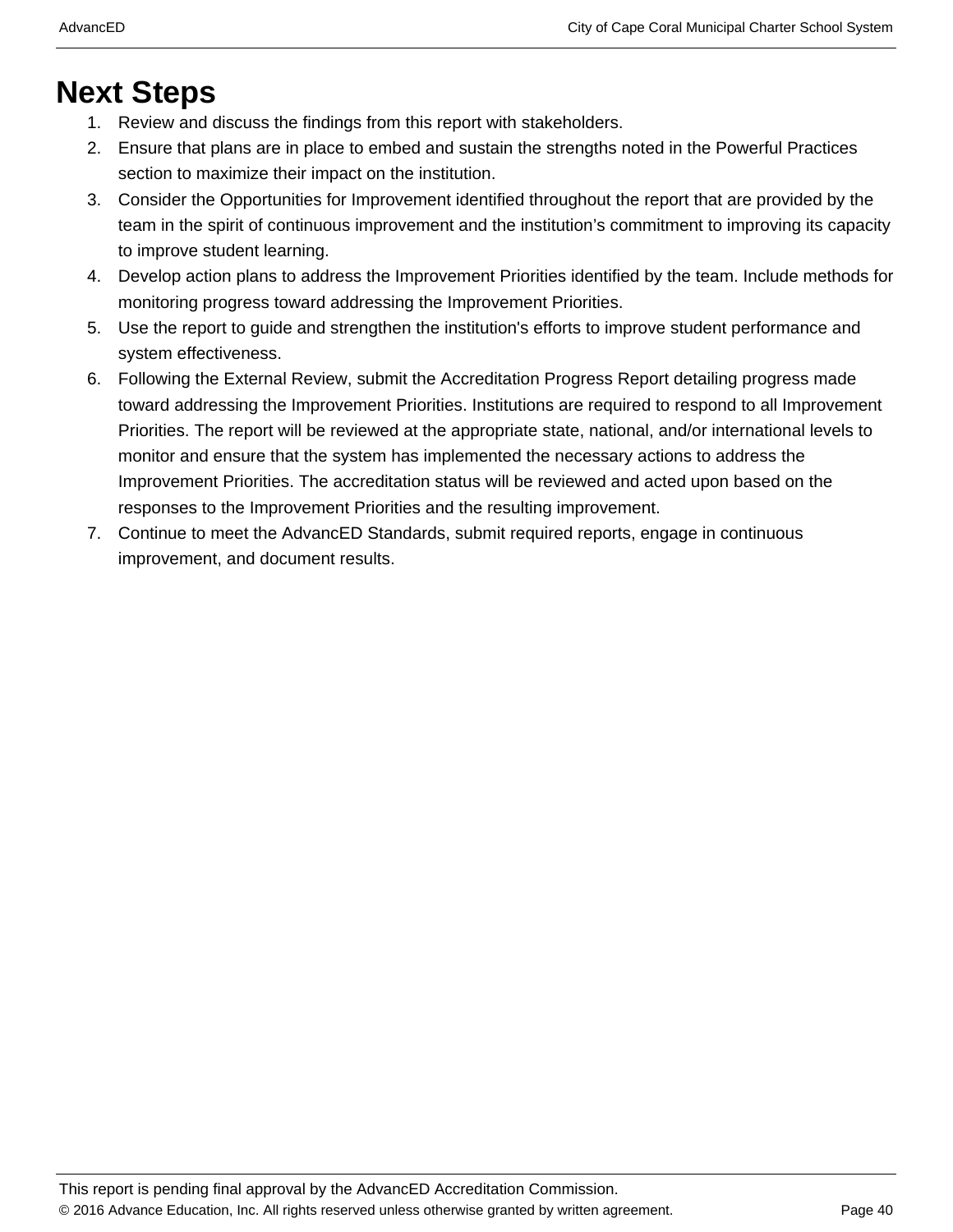# Next Steps

1. Review and discuss the findings from this report with stakeholders.
2. Ensure that plans are in place to embed and sustain the strengths noted in the Powerful Practices section to maximize their impact on the institution.
3. Consider the Opportunities for Improvement identified throughout the report that are provided by the team in the spirit of continuous improvement and the institution’s commitment to improving its capacity to improve student learning.
4. Develop action plans to address the Improvement Priorities identified by the team. Include methods for monitoring progress toward addressing the Improvement Priorities.
5. Use the report to guide and strengthen the institution's efforts to improve student performance and system effectiveness.
6. Following the External Review, submit the Accreditation Progress Report detailing progress made toward addressing the Improvement Priorities. Institutions are required to respond to all Improvement Priorities. The report will be reviewed at the appropriate state, national, and/or international levels to monitor and ensure that the system has implemented the necessary actions to address the Improvement Priorities. The accreditation status will be reviewed and acted upon based on the responses to the Improvement Priorities and the resulting improvement.
7. Continue to meet the AdvancED Standards, submit required reports, engage in continuous improvement, and document results.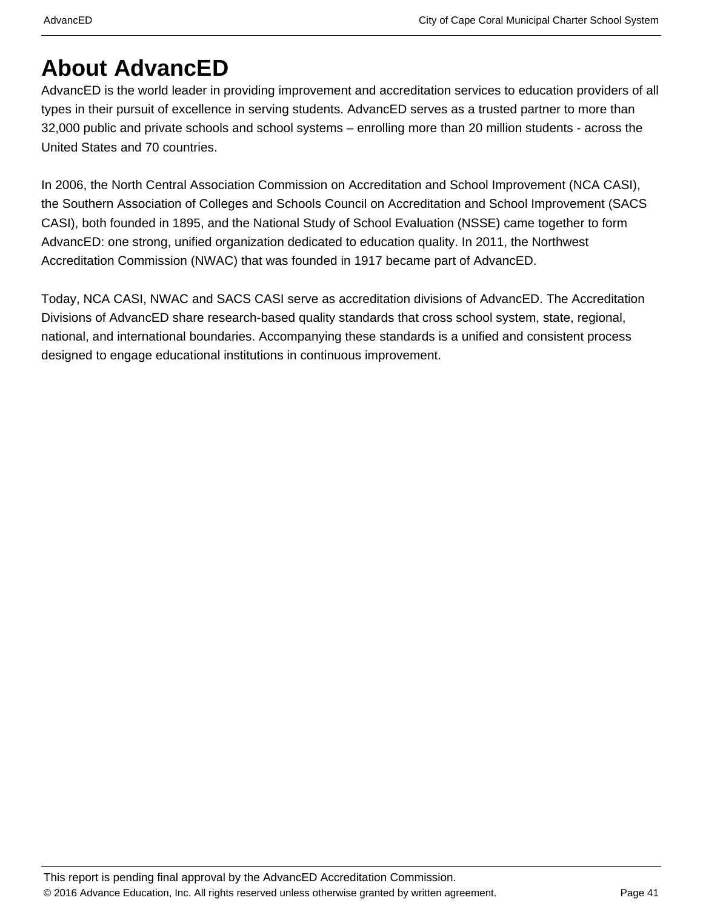# About AdvancED

AdvancED is the world leader in providing improvement and accreditation services to education providers of all types in their pursuit of excellence in serving students. AdvancED serves as a trusted partner to more than 32,000 public and private schools and school systems – enrolling more than 20 million students - across the United States and 70 countries.

In 2006, the North Central Association Commission on Accreditation and School Improvement (NCA CASI), the Southern Association of Colleges and Schools Council on Accreditation and School Improvement (SACS CASI), both founded in 1895, and the National Study of School Evaluation (NSSE) came together to form AdvancED: one strong, unified organization dedicated to education quality. In 2011, the Northwest Accreditation Commission (NWAC) that was founded in 1917 became part of AdvancED.

Today, NCA CASI, NWAC and SACS CASI serve as accreditation divisions of AdvancED. The Accreditation Divisions of AdvancED share research-based quality standards that cross school system, state, regional, national, and international boundaries. Accompanying these standards is a unified and consistent process designed to engage educational institutions in continuous improvement.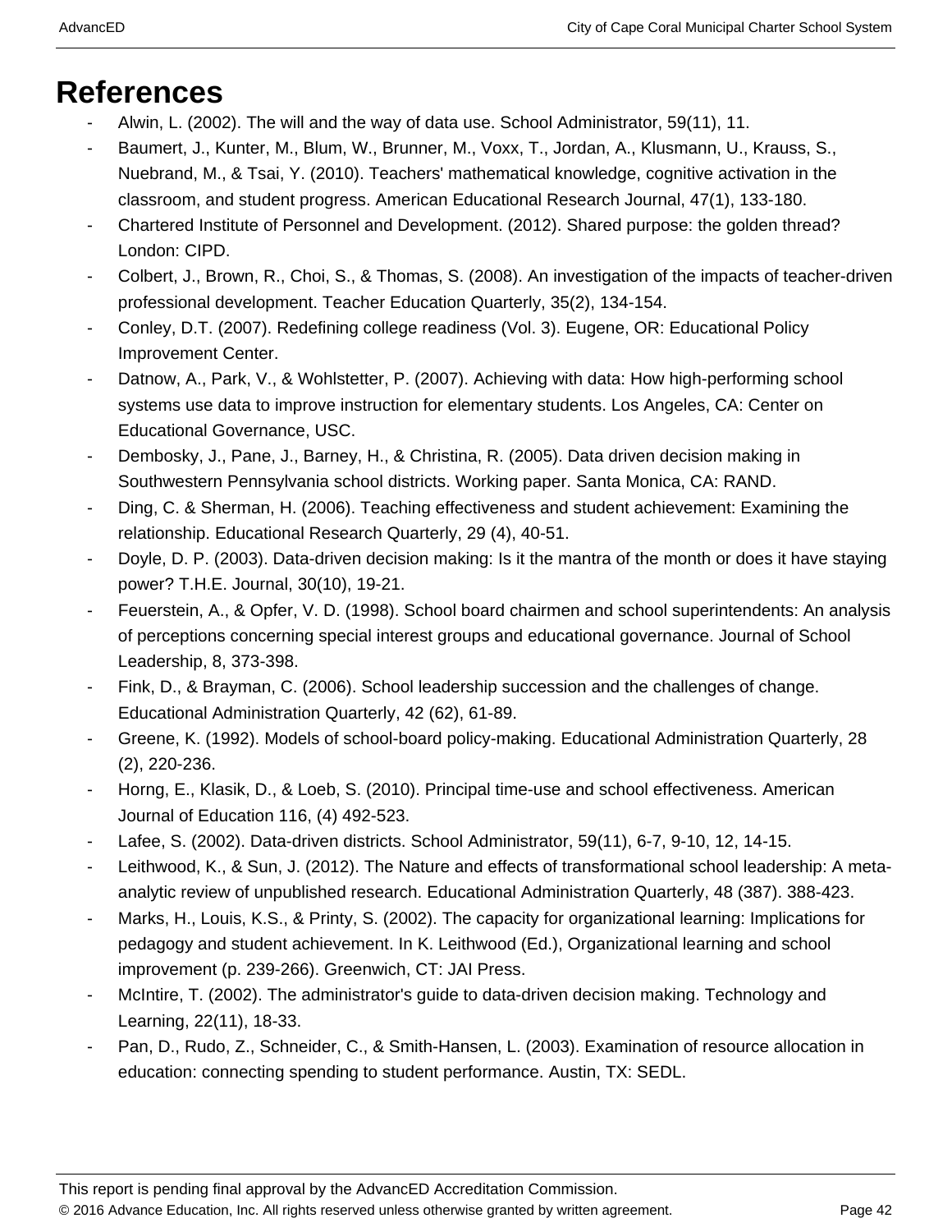# References

- Alwin, L. (2002). The will and the way of data use. School Administrator, 59(11), 11.
- Baumert, J., Kunter, M., Blum, W., Brunner, M., Voxx, T., Jordan, A., Klusmann, U., Krauss, S., Nuebrand, M., & Tsai, Y. (2010). Teachers' mathematical knowledge, cognitive activation in the classroom, and student progress. American Educational Research Journal, 47(1), 133-180.
- Chartered Institute of Personnel and Development. (2012). Shared purpose: the golden thread? London: CIPD.
- Colbert, J., Brown, R., Choi, S., & Thomas, S. (2008). An investigation of the impacts of teacher-driven professional development. Teacher Education Quarterly, 35(2), 134-154.
- Conley, D.T. (2007). Redefining college readiness (Vol. 3). Eugene, OR: Educational Policy Improvement Center.
- Datnow, A., Park, V., & Wohlstetter, P. (2007). Achieving with data: How high-performing school systems use data to improve instruction for elementary students. Los Angeles, CA: Center on Educational Governance, USC.
- Dembosky, J., Pane, J., Barney, H., & Christina, R. (2005). Data driven decision making in Southwestern Pennsylvania school districts. Working paper. Santa Monica, CA: RAND.
- Ding, C. & Sherman, H. (2006). Teaching effectiveness and student achievement: Examining the relationship. Educational Research Quarterly, 29 (4), 40-51.
- Doyle, D. P. (2003). Data-driven decision making: Is it the mantra of the month or does it have staying power? T.H.E. Journal, 30(10), 19-21.
- Feuerstein, A., & Opfer, V. D. (1998). School board chairmen and school superintendents: An analysis of perceptions concerning special interest groups and educational governance. Journal of School Leadership, 8, 373-398.
- Fink, D., & Brayman, C. (2006). School leadership succession and the challenges of change. Educational Administration Quarterly, 42 (62), 61-89.
- Greene, K. (1992). Models of school-board policy-making. Educational Administration Quarterly, 28 (2), 220-236.
- Horng, E., Klasik, D., & Loeb, S. (2010). Principal time-use and school effectiveness. American Journal of Education 116, (4) 492-523.
- Lafee, S. (2002). Data-driven districts. School Administrator, 59(11), 6-7, 9-10, 12, 14-15.
- Leithwood, K., & Sun, J. (2012). The Nature and effects of transformational school leadership: A meta-analytic review of unpublished research. Educational Administration Quarterly, 48 (387). 388-423.
- Marks, H., Louis, K.S., & Printy, S. (2002). The capacity for organizational learning: Implications for pedagogy and student achievement. In K. Leithwood (Ed.), Organizational learning and school improvement (p. 239-266). Greenwich, CT: JAI Press.
- McIntire, T. (2002). The administrator's guide to data-driven decision making. Technology and Learning, 22(11), 18-33.
- Pan, D., Rudo, Z., Schneider, C., & Smith-Hansen, L. (2003). Examination of resource allocation in education: connecting spending to student performance. Austin, TX: SEDL.